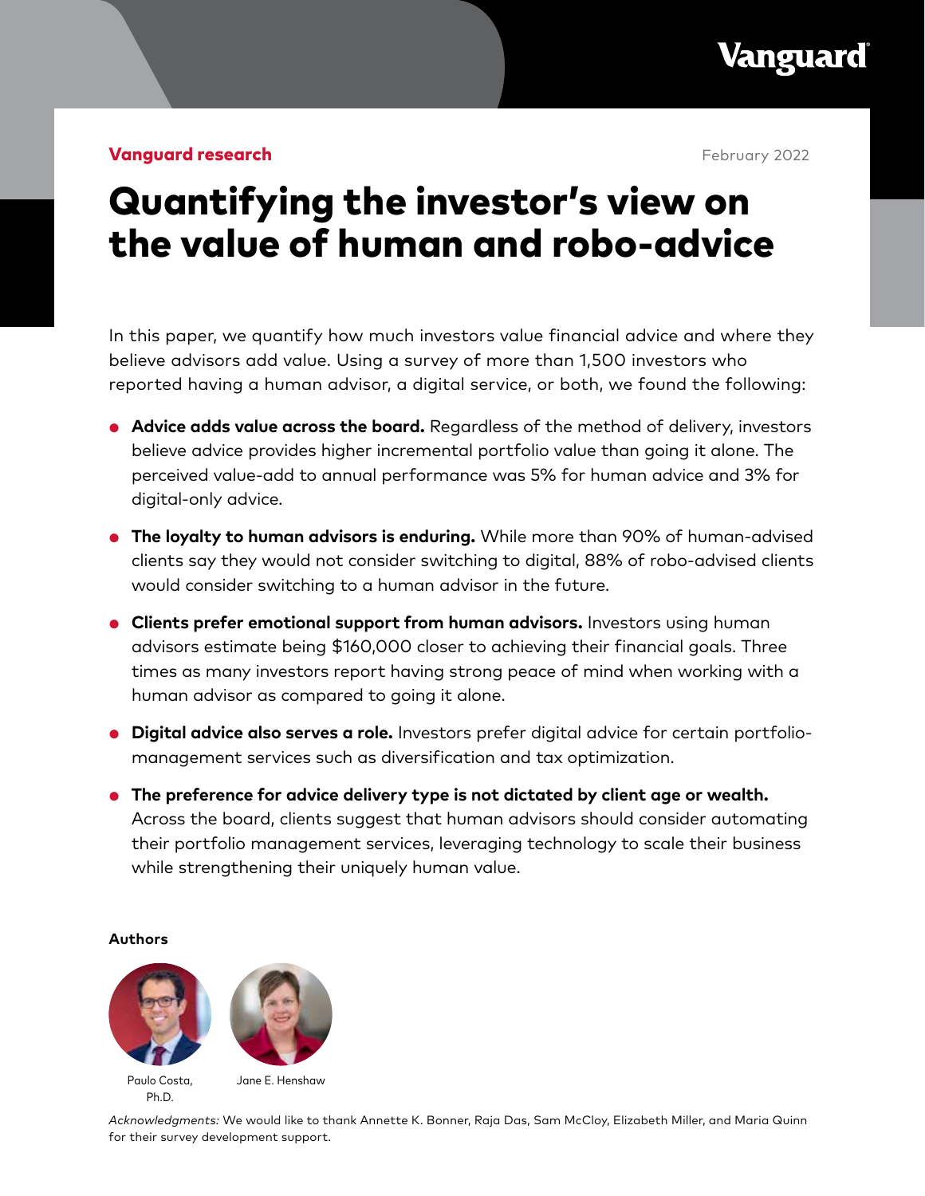Vanguard

**Vanguard research**

February 2022

# Quantifying the investor's view on the value of human and robo-advice

In this paper, we quantify how much investors value financial advice and where they believe advisors add value. Using a survey of more than 1,500 investors who reported having a human advisor, a digital service, or both, we found the following:

- **Advice adds value across the board.** Regardless of the method of delivery, investors believe advice provides higher incremental portfolio value than going it alone. The perceived value-add to annual performance was 5% for human advice and 3% for digital-only advice.
- **The loyalty to human advisors is enduring.** While more than 90% of human-advised clients say they would not consider switching to digital, 88% of robo-advised clients would consider switching to a human advisor in the future.
- **Clients prefer emotional support from human advisors.** Investors using human advisors estimate being $160,000 closer to achieving their financial goals. Three times as many investors report having strong peace of mind when working with a human advisor as compared to going it alone.
- **Digital advice also serves a role.** Investors prefer digital advice for certain portfolio-management services such as diversification and tax optimization.
- **The preference for advice delivery type is not dictated by client age or wealth.** Across the board, clients suggest that human advisors should consider automating their portfolio management services, leveraging technology to scale their business while strengthening their uniquely human value.

**Authors**

Paulo Costa, Ph.D.

Jane E. Henshaw

*Acknowledgments:* We would like to thank Annette K. Bonner, Raja Das, Sam McCloy, Elizabeth Miller, and Maria Quinn for their survey development support.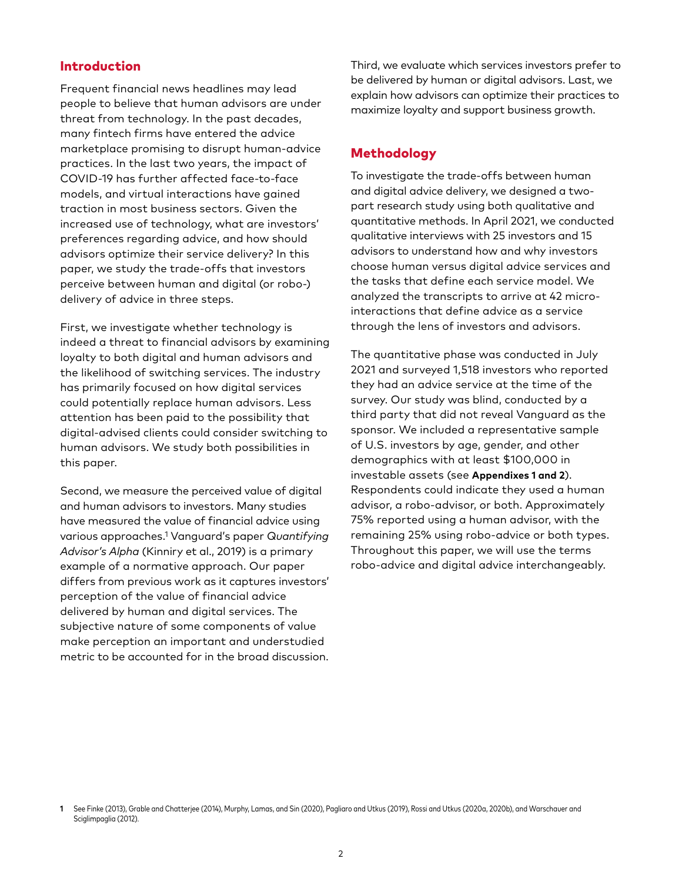## Introduction

Frequent financial news headlines may lead people to believe that human advisors are under threat from technology. In the past decades, many fintech firms have entered the advice marketplace promising to disrupt human-advice practices. In the last two years, the impact of COVID-19 has further affected face-to-face models, and virtual interactions have gained traction in most business sectors. Given the increased use of technology, what are investors' preferences regarding advice, and how should advisors optimize their service delivery? In this paper, we study the trade-offs that investors perceive between human and digital (or robo-) delivery of advice in three steps.

First, we investigate whether technology is indeed a threat to financial advisors by examining loyalty to both digital and human advisors and the likelihood of switching services. The industry has primarily focused on how digital services could potentially replace human advisors. Less attention has been paid to the possibility that digital-advised clients could consider switching to human advisors. We study both possibilities in this paper.

Second, we measure the perceived value of digital and human advisors to investors. Many studies have measured the value of financial advice using various approaches.[1] Vanguard's paper *Quantifying Advisor's Alpha* (Kinniry et al., 2019) is a primary example of a normative approach. Our paper differs from previous work as it captures investors' perception of the value of financial advice delivered by human and digital services. The subjective nature of some components of value make perception an important and understudied metric to be accounted for in the broad discussion.

Third, we evaluate which services investors prefer to be delivered by human or digital advisors. Last, we explain how advisors can optimize their practices to maximize loyalty and support business growth.

## Methodology

To investigate the trade-offs between human and digital advice delivery, we designed a two-part research study using both qualitative and quantitative methods. In April 2021, we conducted qualitative interviews with 25 investors and 15 advisors to understand how and why investors choose human versus digital advice services and the tasks that define each service model. We analyzed the transcripts to arrive at 42 micro-interactions that define advice as a service through the lens of investors and advisors.

The quantitative phase was conducted in July 2021 and surveyed 1,518 investors who reported they had an advice service at the time of the survey. Our study was blind, conducted by a third party that did not reveal Vanguard as the sponsor. We included a representative sample of U.S. investors by age, gender, and other demographics with at least $100,000 in investable assets (see **Appendixes 1 and 2**). Respondents could indicate they used a human advisor, a robo-advisor, or both. Approximately 75% reported using a human advisor, with the remaining 25% using robo-advice or both types. Throughout this paper, we will use the terms robo-advice and digital advice interchangeably.

---

1 See Finke (2013), Grable and Chatterjee (2014), Murphy, Lamas, and Sin (2020), Pagliaro and Utkus (2019), Rossi and Utkus (2020a, 2020b), and Warschauer and Sciglimpaglia (2012).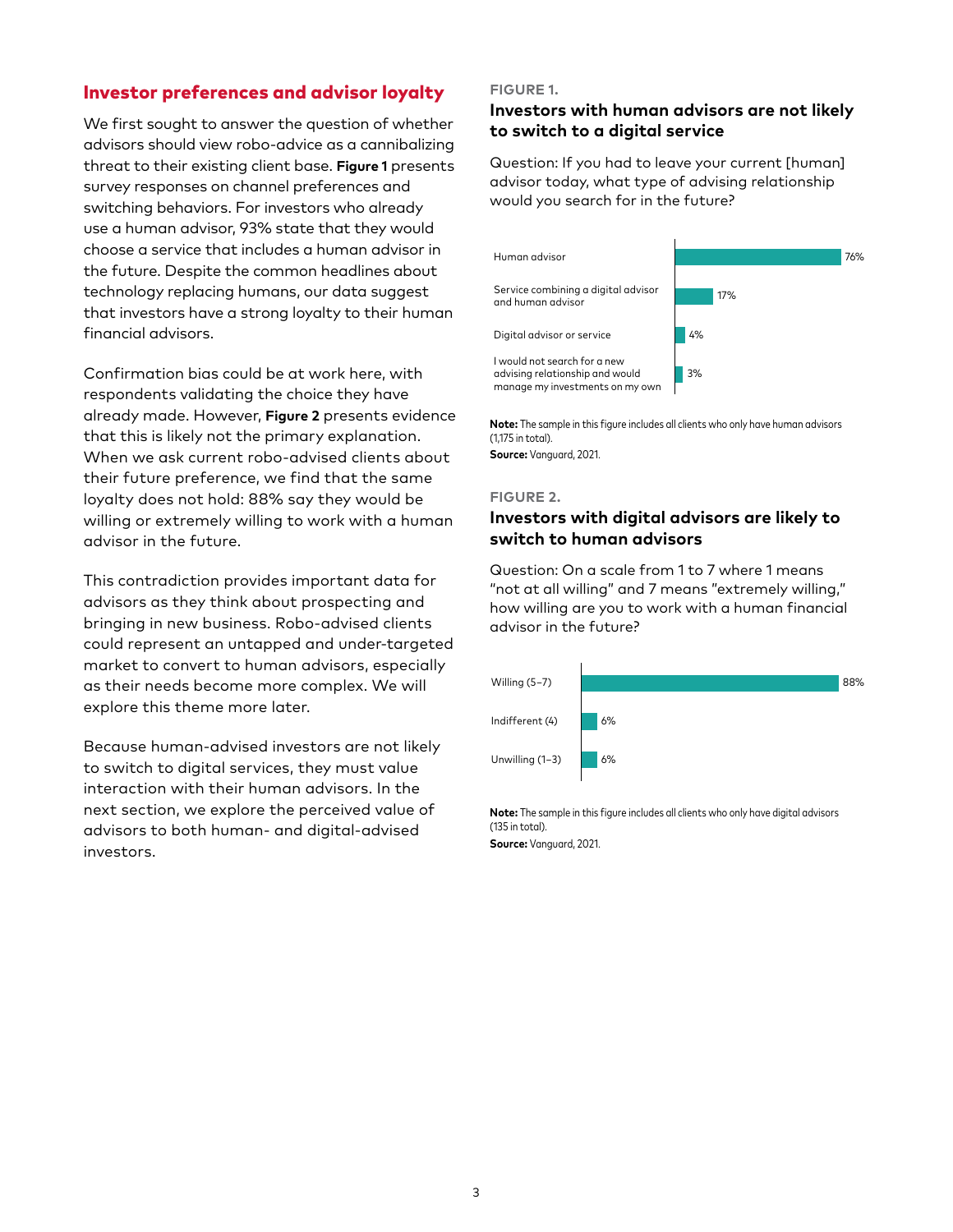## Investor preferences and advisor loyalty

We first sought to answer the question of whether advisors should view robo-advice as a cannibalizing threat to their existing client base. **Figure 1** presents survey responses on channel preferences and switching behaviors. For investors who already use a human advisor, 93% state that they would choose a service that includes a human advisor in the future. Despite the common headlines about technology replacing humans, our data suggest that investors have a strong loyalty to their human financial advisors.

Confirmation bias could be at work here, with respondents validating the choice they have already made. However, **Figure 2** presents evidence that this is likely not the primary explanation. When we ask current robo-advised clients about their future preference, we find that the same loyalty does not hold: 88% say they would be willing or extremely willing to work with a human advisor in the future.

This contradiction provides important data for advisors as they think about prospecting and bringing in new business. Robo-advised clients could represent an untapped and under-targeted market to convert to human advisors, especially as their needs become more complex. We will explore this theme more later.

Because human-advised investors are not likely to switch to digital services, they must value interaction with their human advisors. In the next section, we explore the perceived value of advisors to both human- and digital-advised investors.

**FIGURE 1.**

**Investors with human advisors are not likely to switch to a digital service**

Question: If you had to leave your current [human] advisor today, what type of advising relationship would you search for in the future?

| Response | Percentage |
|---|---|
| Human advisor | 76% |
| Service combining a digital advisor and human advisor | 17% |
| Digital advisor or service | 4% |
| I would not search for a new advising relationship and would manage my investments on my own | 3% |

**Note:** The sample in this figure includes all clients who only have human advisors (1,175 in total).
**Source:** Vanguard, 2021.

**FIGURE 2.**

**Investors with digital advisors are likely to switch to human advisors**

Question: On a scale from 1 to 7 where 1 means "not at all willing" and 7 means "extremely willing," how willing are you to work with a human financial advisor in the future?

| Response | Percentage |
|---|---|
| Willing (5–7) | 88% |
| Indifferent (4) | 6% |
| Unwilling (1–3) | 6% |

**Note:** The sample in this figure includes all clients who only have digital advisors (135 in total).
**Source:** Vanguard, 2021.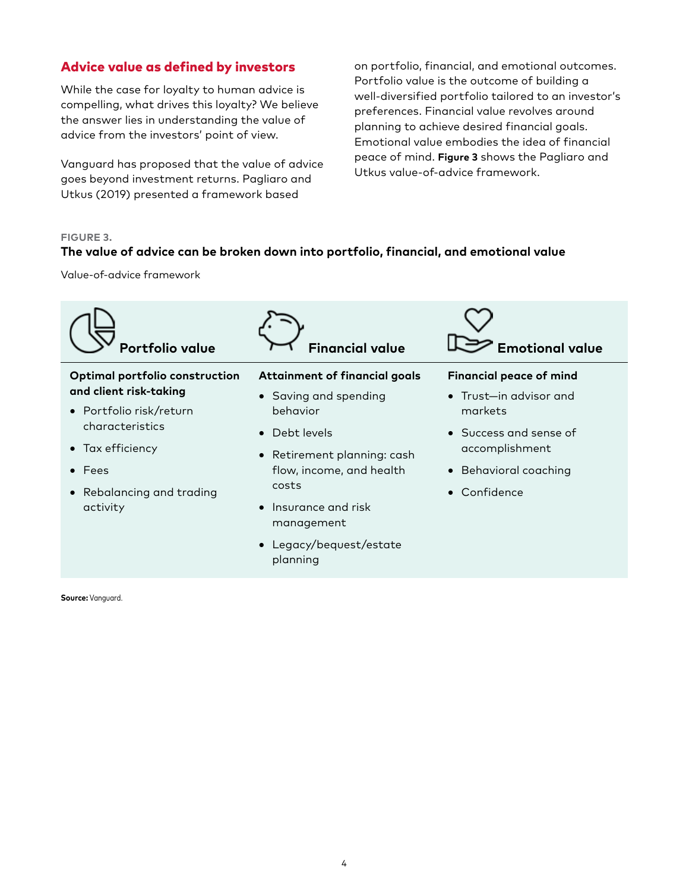## Advice value as defined by investors

While the case for loyalty to human advice is compelling, what drives this loyalty? We believe the answer lies in understanding the value of advice from the investors' point of view.

Vanguard has proposed that the value of advice goes beyond investment returns. Pagliaro and Utkus (2019) presented a framework based on portfolio, financial, and emotional outcomes. Portfolio value is the outcome of building a well-diversified portfolio tailored to an investor's preferences. Financial value revolves around planning to achieve desired financial goals. Emotional value embodies the idea of financial peace of mind. **Figure 3** shows the Pagliaro and Utkus value-of-advice framework.

FIGURE 3.

**The value of advice can be broken down into portfolio, financial, and emotional value**

Value-of-advice framework

| Portfolio value | Financial value | Emotional value |
| --- | --- | --- |
| **Optimal portfolio construction and client risk-taking** | **Attainment of financial goals** | **Financial peace of mind** |
| • Portfolio risk/return characteristics | • Saving and spending behavior | • Trust—in advisor and markets |
| • Tax efficiency | • Debt levels | • Success and sense of accomplishment |
| • Fees | • Retirement planning: cash flow, income, and health costs | • Behavioral coaching |
| • Rebalancing and trading activity | • Insurance and risk management | • Confidence |
| | • Legacy/bequest/estate planning | |

**Source:** Vanguard.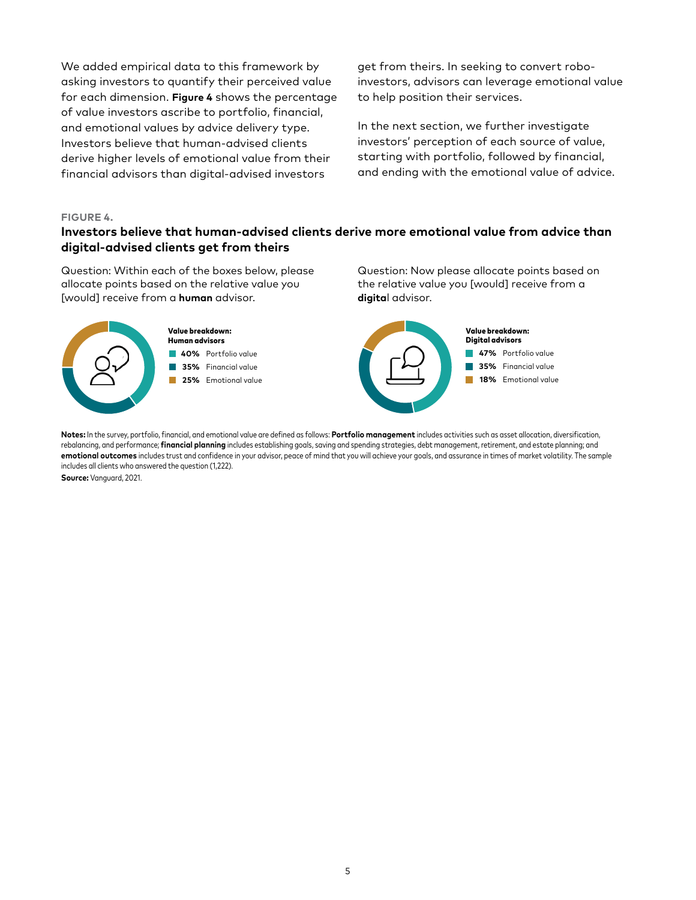We added empirical data to this framework by asking investors to quantify their perceived value for each dimension. **Figure 4** shows the percentage of value investors ascribe to portfolio, financial, and emotional values by advice delivery type. Investors believe that human-advised clients derive higher levels of emotional value from their financial advisors than digital-advised investors get from theirs. In seeking to convert robo-investors, advisors can leverage emotional value to help position their services.

In the next section, we further investigate investors' perception of each source of value, starting with portfolio, followed by financial, and ending with the emotional value of advice.

**FIGURE 4.**

**Investors believe that human-advised clients derive more emotional value from advice than digital-advised clients get from theirs**

Question: Within each of the boxes below, please allocate points based on the relative value you [would] receive from a **human** advisor.

**Value breakdown: Human advisors**

- **40%** Portfolio value
- **35%** Financial value
- **25%** Emotional value

Question: Now please allocate points based on the relative value you [would] receive from a **digita**l advisor.

**Value breakdown: Digital advisors**

- **47%** Portfolio value
- **35%** Financial value
- **18%** Emotional value

**Notes:** In the survey, portfolio, financial, and emotional value are defined as follows: **Portfolio management** includes activities such as asset allocation, diversification, rebalancing, and performance; **financial planning** includes establishing goals, saving and spending strategies, debt management, retirement, and estate planning; and **emotional outcomes** includes trust and confidence in your advisor, peace of mind that you will achieve your goals, and assurance in times of market volatility. The sample includes all clients who answered the question (1,222).

**Source:** Vanguard, 2021.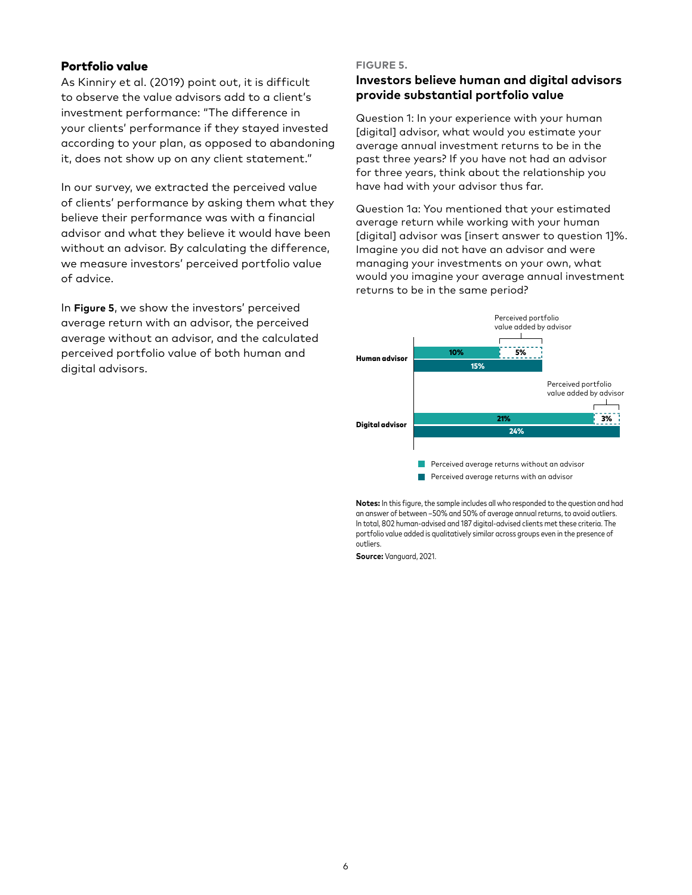## Portfolio value

As Kinniry et al. (2019) point out, it is difficult to observe the value advisors add to a client's investment performance: "The difference in your clients' performance if they stayed invested according to your plan, as opposed to abandoning it, does not show up on any client statement."

In our survey, we extracted the perceived value of clients' performance by asking them what they believe their performance was with a financial advisor and what they believe it would have been without an advisor. By calculating the difference, we measure investors' perceived portfolio value of advice.

In **Figure 5**, we show the investors' perceived average return with an advisor, the perceived average without an advisor, and the calculated perceived portfolio value of both human and digital advisors.

FIGURE 5.

### Investors believe human and digital advisors provide substantial portfolio value

Question 1: In your experience with your human [digital] advisor, what would you estimate your average annual investment returns to be in the past three years? If you have not had an advisor for three years, think about the relationship you have had with your advisor thus far.

Question 1a: You mentioned that your estimated average return while working with your human [digital] advisor was [insert answer to question 1]%. Imagine you did not have an advisor and were managing your investments on your own, what would you imagine your average annual investment returns to be in the same period?

| | Perceived average returns without an advisor | Perceived average returns with an advisor | Perceived portfolio value added by advisor |
|---|---|---|---|
| Human advisor | 10% | 15% | 5% |
| Digital advisor | 21% | 24% | 3% |

**Notes:** In this figure, the sample includes all who responded to the question and had an answer of between –50% and 50% of average annual returns, to avoid outliers. In total, 802 human-advised and 187 digital-advised clients met these criteria. The portfolio value added is qualitatively similar across groups even in the presence of outliers.

**Source:** Vanguard, 2021.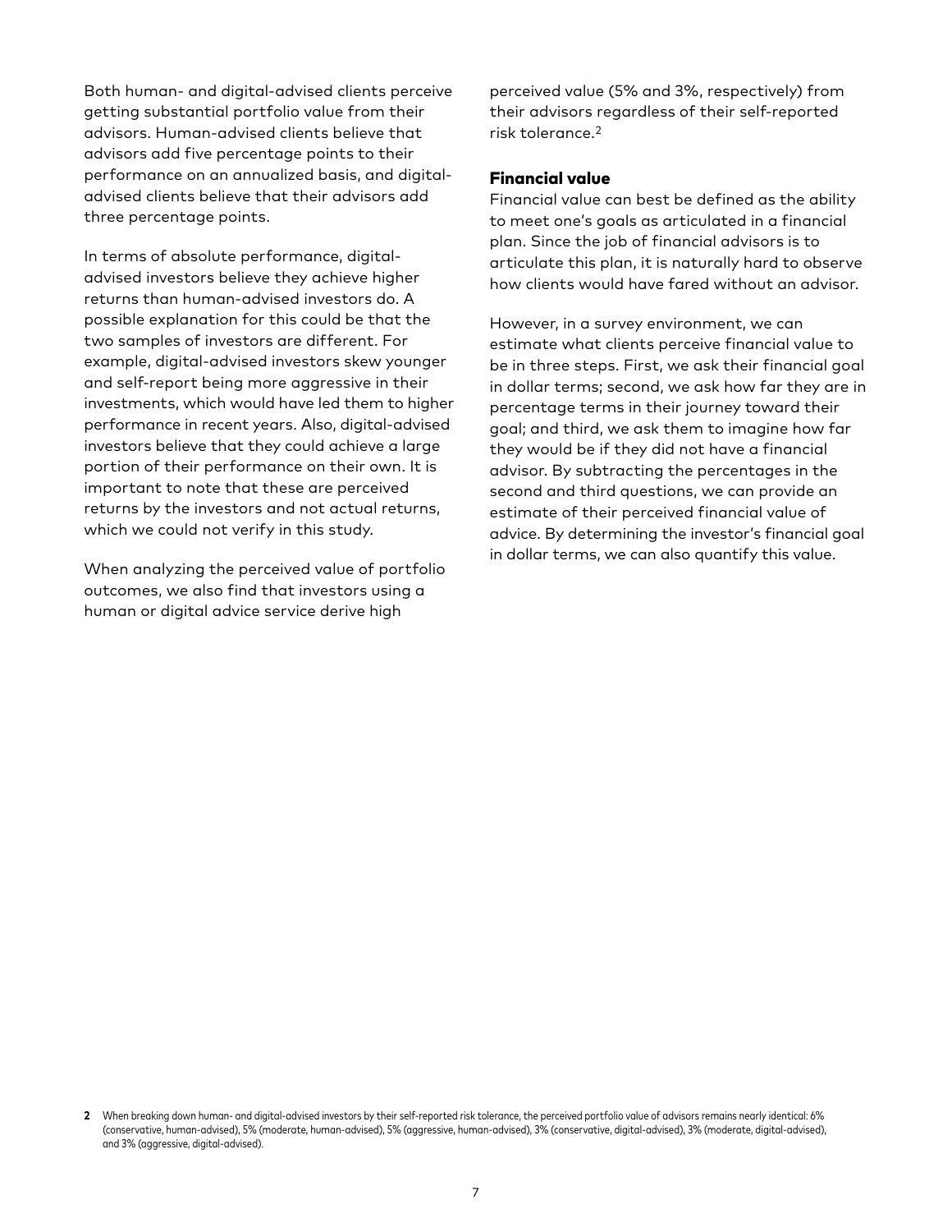Both human- and digital-advised clients perceive getting substantial portfolio value from their advisors. Human-advised clients believe that advisors add five percentage points to their performance on an annualized basis, and digital-advised clients believe that their advisors add three percentage points.

In terms of absolute performance, digital-advised investors believe they achieve higher returns than human-advised investors do. A possible explanation for this could be that the two samples of investors are different. For example, digital-advised investors skew younger and self-report being more aggressive in their investments, which would have led them to higher performance in recent years. Also, digital-advised investors believe that they could achieve a large portion of their performance on their own. It is important to note that these are perceived returns by the investors and not actual returns, which we could not verify in this study.

When analyzing the perceived value of portfolio outcomes, we also find that investors using a human or digital advice service derive high perceived value (5% and 3%, respectively) from their advisors regardless of their self-reported risk tolerance.[2]

### Financial value

Financial value can best be defined as the ability to meet one's goals as articulated in a financial plan. Since the job of financial advisors is to articulate this plan, it is naturally hard to observe how clients would have fared without an advisor.

However, in a survey environment, we can estimate what clients perceive financial value to be in three steps. First, we ask their financial goal in dollar terms; second, we ask how far they are in percentage terms in their journey toward their goal; and third, we ask them to imagine how far they would be if they did not have a financial advisor. By subtracting the percentages in the second and third questions, we can provide an estimate of their perceived financial value of advice. By determining the investor's financial goal in dollar terms, we can also quantify this value.

**2** When breaking down human- and digital-advised investors by their self-reported risk tolerance, the perceived portfolio value of advisors remains nearly identical: 6% (conservative, human-advised), 5% (moderate, human-advised), 5% (aggressive, human-advised), 3% (conservative, digital-advised), 3% (moderate, digital-advised), and 3% (aggressive, digital-advised).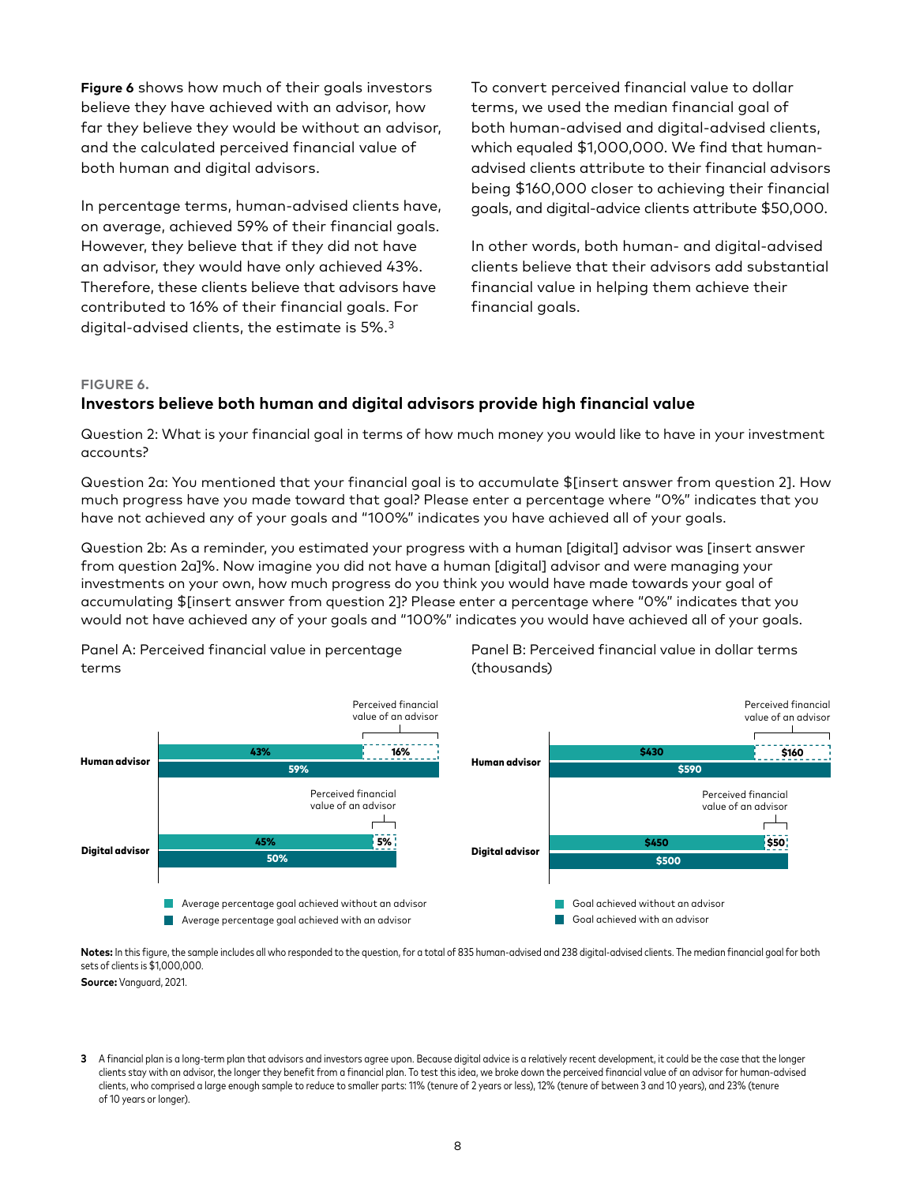**Figure 6** shows how much of their goals investors believe they have achieved with an advisor, how far they believe they would be without an advisor, and the calculated perceived financial value of both human and digital advisors.

In percentage terms, human-advised clients have, on average, achieved 59% of their financial goals. However, they believe that if they did not have an advisor, they would have only achieved 43%. Therefore, these clients believe that advisors have contributed to 16% of their financial goals. For digital-advised clients, the estimate is 5%.[3]

To convert perceived financial value to dollar terms, we used the median financial goal of both human-advised and digital-advised clients, which equaled $1,000,000. We find that human-advised clients attribute to their financial advisors being $160,000 closer to achieving their financial goals, and digital-advice clients attribute $50,000.

In other words, both human- and digital-advised clients believe that their advisors add substantial financial value in helping them achieve their financial goals.

**FIGURE 6.**

**Investors believe both human and digital advisors provide high financial value**

Question 2: What is your financial goal in terms of how much money you would like to have in your investment accounts?

Question 2a: You mentioned that your financial goal is to accumulate $[insert answer from question 2]. How much progress have you made toward that goal? Please enter a percentage where "0%" indicates that you have not achieved any of your goals and "100%" indicates you have achieved all of your goals.

Question 2b: As a reminder, you estimated your progress with a human [digital] advisor was [insert answer from question 2a]%. Now imagine you did not have a human [digital] advisor and were managing your investments on your own, how much progress do you think you would have made towards your goal of accumulating $[insert answer from question 2]? Please enter a percentage where "0%" indicates that you would not have achieved any of your goals and "100%" indicates you would have achieved all of your goals.

Panel A: Perceived financial value in percentage terms

| | Average percentage goal achieved without an advisor | Perceived financial value of an advisor | Average percentage goal achieved with an advisor |
|---|---|---|---|
| Human advisor | 43% | 16% | 59% |
| Digital advisor | 45% | 5% | 50% |

Panel B: Perceived financial value in dollar terms (thousands)

| | Goal achieved without an advisor | Perceived financial value of an advisor | Goal achieved with an advisor |
|---|---|---|---|
| Human advisor | $430 | $160 | $590 |
| Digital advisor | $450 | $50 | $500 |

**Notes:** In this figure, the sample includes all who responded to the question, for a total of 835 human-advised and 238 digital-advised clients. The median financial goal for both sets of clients is $1,000,000.

**Source:** Vanguard, 2021.

3 A financial plan is a long-term plan that advisors and investors agree upon. Because digital advice is a relatively recent development, it could be the case that the longer clients stay with an advisor, the longer they benefit from a financial plan. To test this idea, we broke down the perceived financial value of an advisor for human-advised clients, who comprised a large enough sample to reduce to smaller parts: 11% (tenure of 2 years or less), 12% (tenure of between 3 and 10 years), and 23% (tenure of 10 years or longer).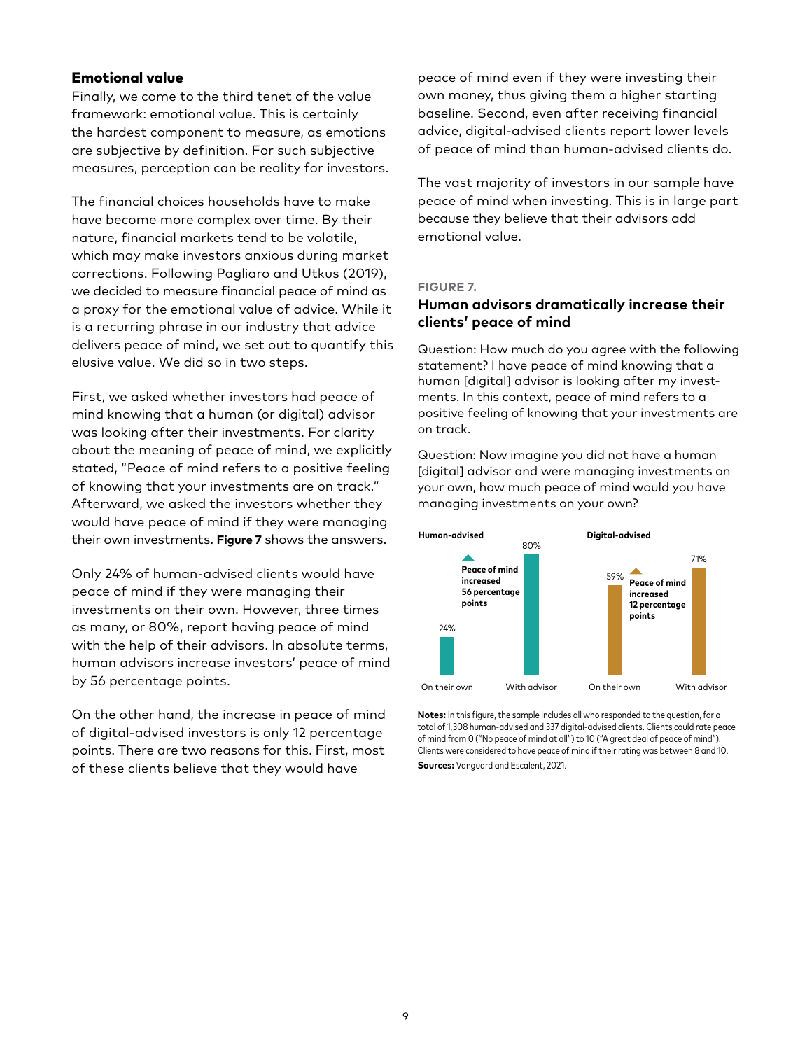### Emotional value

Finally, we come to the third tenet of the value framework: emotional value. This is certainly the hardest component to measure, as emotions are subjective by definition. For such subjective measures, perception can be reality for investors.

The financial choices households have to make have become more complex over time. By their nature, financial markets tend to be volatile, which may make investors anxious during market corrections. Following Pagliaro and Utkus (2019), we decided to measure financial peace of mind as a proxy for the emotional value of advice. While it is a recurring phrase in our industry that advice delivers peace of mind, we set out to quantify this elusive value. We did so in two steps.

First, we asked whether investors had peace of mind knowing that a human (or digital) advisor was looking after their investments. For clarity about the meaning of peace of mind, we explicitly stated, "Peace of mind refers to a positive feeling of knowing that your investments are on track." Afterward, we asked the investors whether they would have peace of mind if they were managing their own investments. **Figure 7** shows the answers.

Only 24% of human-advised clients would have peace of mind if they were managing their investments on their own. However, three times as many, or 80%, report having peace of mind with the help of their advisors. In absolute terms, human advisors increase investors' peace of mind by 56 percentage points.

On the other hand, the increase in peace of mind of digital-advised investors is only 12 percentage points. There are two reasons for this. First, most of these clients believe that they would have peace of mind even if they were investing their own money, thus giving them a higher starting baseline. Second, even after receiving financial advice, digital-advised clients report lower levels of peace of mind than human-advised clients do.

The vast majority of investors in our sample have peace of mind when investing. This is in large part because they believe that their advisors add emotional value.

**FIGURE 7.**

#### Human advisors dramatically increase their clients' peace of mind

Question: How much do you agree with the following statement? I have peace of mind knowing that a human [digital] advisor is looking after my investments. In this context, peace of mind refers to a positive feeling of knowing that your investments are on track.

Question: Now imagine you did not have a human [digital] advisor and were managing investments on your own, how much peace of mind would you have managing investments on your own?

| | On their own | With advisor | Change |
|---|---|---|---|
| Human-advised | 24% | 80% | Peace of mind increased 56 percentage points |
| Digital-advised | 59% | 71% | Peace of mind increased 12 percentage points |

**Notes:** In this figure, the sample includes all who responded to the question, for a total of 1,308 human-advised and 337 digital-advised clients. Clients could rate peace of mind from 0 ("No peace of mind at all") to 10 ("A great deal of peace of mind"). Clients were considered to have peace of mind if their rating was between 8 and 10.

**Sources:** Vanguard and Escalent, 2021.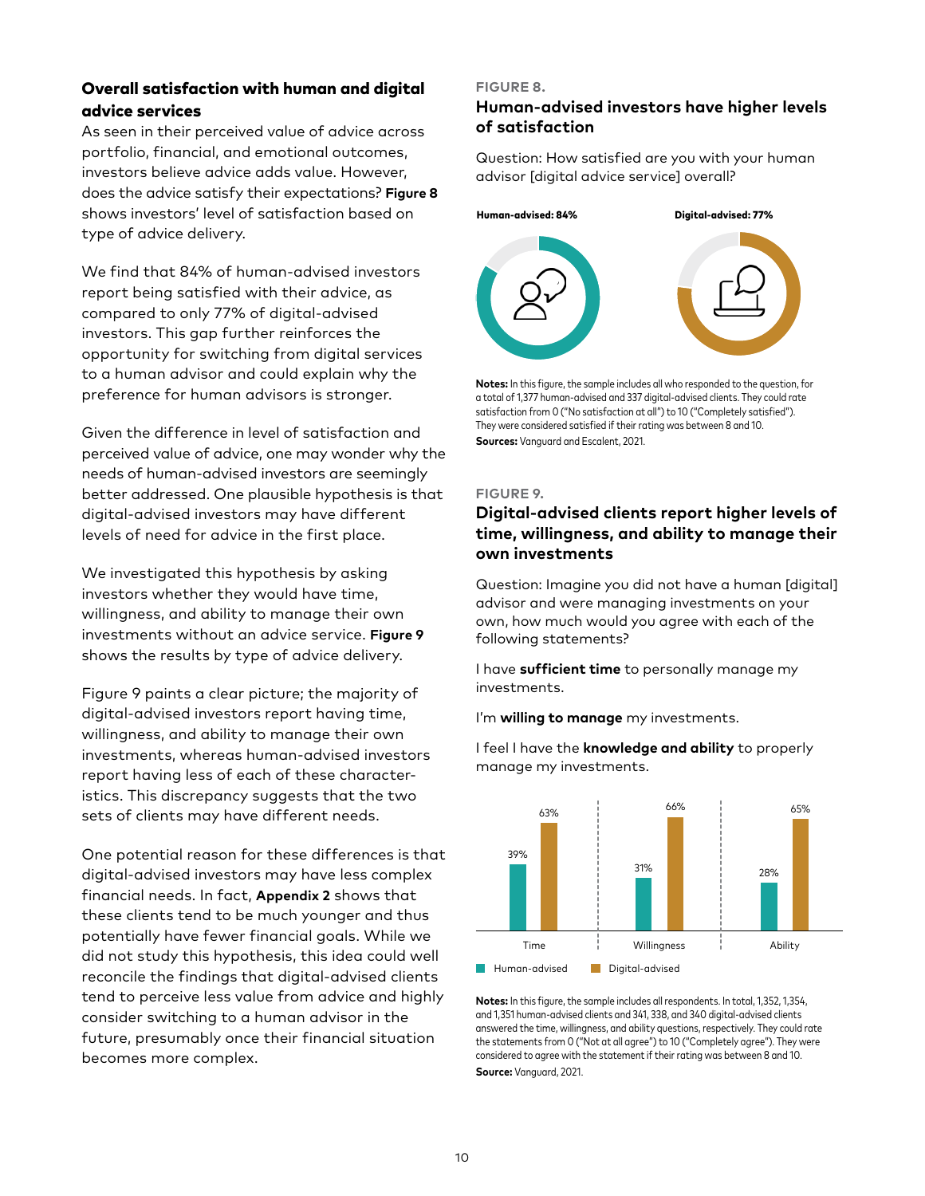### Overall satisfaction with human and digital advice services

As seen in their perceived value of advice across portfolio, financial, and emotional outcomes, investors believe advice adds value. However, does the advice satisfy their expectations? **Figure 8** shows investors' level of satisfaction based on type of advice delivery.

We find that 84% of human-advised investors report being satisfied with their advice, as compared to only 77% of digital-advised investors. This gap further reinforces the opportunity for switching from digital services to a human advisor and could explain why the preference for human advisors is stronger.

Given the difference in level of satisfaction and perceived value of advice, one may wonder why the needs of human-advised investors are seemingly better addressed. One plausible hypothesis is that digital-advised investors may have different levels of need for advice in the first place.

We investigated this hypothesis by asking investors whether they would have time, willingness, and ability to manage their own investments without an advice service. **Figure 9** shows the results by type of advice delivery.

Figure 9 paints a clear picture; the majority of digital-advised investors report having time, willingness, and ability to manage their own investments, whereas human-advised investors report having less of each of these characteristics. This discrepancy suggests that the two sets of clients may have different needs.

One potential reason for these differences is that digital-advised investors may have less complex financial needs. In fact, **Appendix 2** shows that these clients tend to be much younger and thus potentially have fewer financial goals. While we did not study this hypothesis, this idea could well reconcile the findings that digital-advised clients tend to perceive less value from advice and highly consider switching to a human advisor in the future, presumably once their financial situation becomes more complex.

**FIGURE 8.**

**Human-advised investors have higher levels of satisfaction**

Question: How satisfied are you with your human advisor [digital advice service] overall?

| Human-advised | Digital-advised |
|---|---|
| 84% | 77% |

**Notes:** In this figure, the sample includes all who responded to the question, for a total of 1,377 human-advised and 337 digital-advised clients. They could rate satisfaction from 0 ("No satisfaction at all") to 10 ("Completely satisfied"). They were considered satisfied if their rating was between 8 and 10.
**Sources:** Vanguard and Escalent, 2021.

**FIGURE 9.**

**Digital-advised clients report higher levels of time, willingness, and ability to manage their own investments**

Question: Imagine you did not have a human [digital] advisor and were managing investments on your own, how much would you agree with each of the following statements?

I have **sufficient time** to personally manage my investments.

I'm **willing to manage** my investments.

I feel I have the **knowledge and ability** to properly manage my investments.

| | Time | Willingness | Ability |
|---|---|---|---|
| Human-advised | 39% | 31% | 28% |
| Digital-advised | 63% | 66% | 65% |

**Notes:** In this figure, the sample includes all respondents. In total, 1,352, 1,354, and 1,351 human-advised clients and 341, 338, and 340 digital-advised clients answered the time, willingness, and ability questions, respectively. They could rate the statements from 0 ("Not at all agree") to 10 ("Completely agree"). They were considered to agree with the statement if their rating was between 8 and 10.
**Source:** Vanguard, 2021.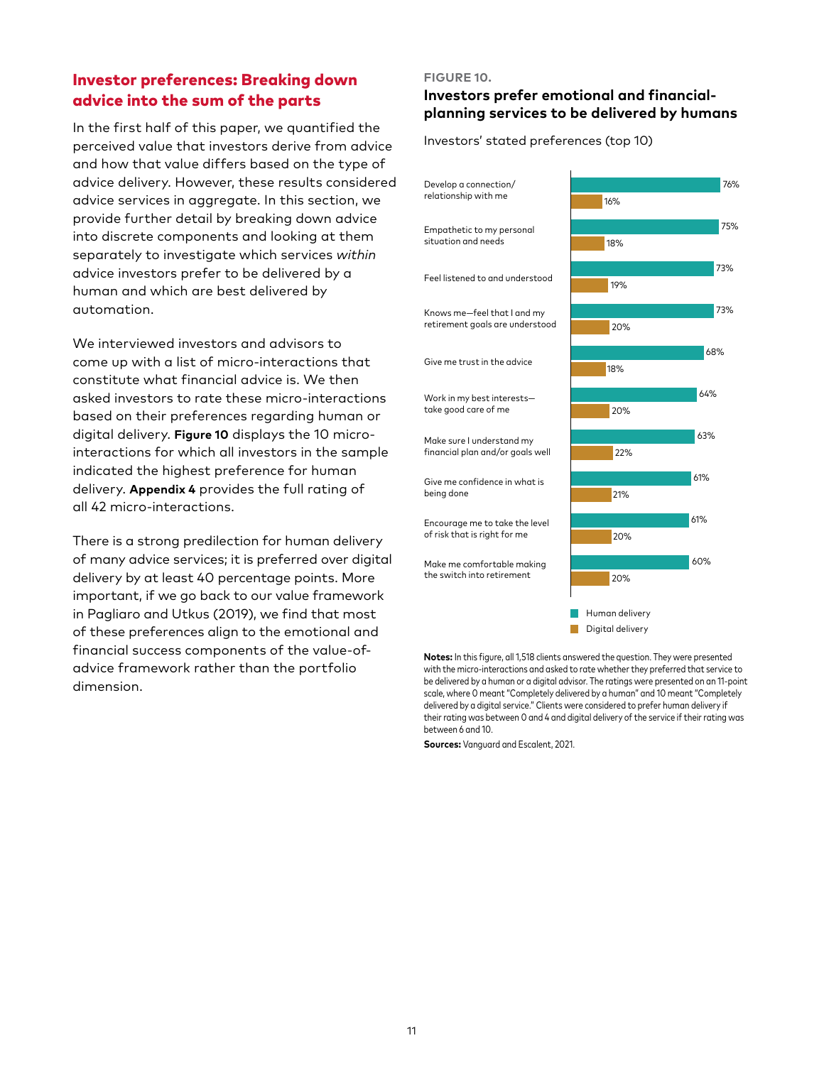## Investor preferences: Breaking down advice into the sum of the parts

In the first half of this paper, we quantified the perceived value that investors derive from advice and how that value differs based on the type of advice delivery. However, these results considered advice services in aggregate. In this section, we provide further detail by breaking down advice into discrete components and looking at them separately to investigate which services *within* advice investors prefer to be delivered by a human and which are best delivered by automation.

We interviewed investors and advisors to come up with a list of micro-interactions that constitute what financial advice is. We then asked investors to rate these micro-interactions based on their preferences regarding human or digital delivery. **Figure 10** displays the 10 micro-interactions for which all investors in the sample indicated the highest preference for human delivery. **Appendix 4** provides the full rating of all 42 micro-interactions.

There is a strong predilection for human delivery of many advice services; it is preferred over digital delivery by at least 40 percentage points. More important, if we go back to our value framework in Pagliaro and Utkus (2019), we find that most of these preferences align to the emotional and financial success components of the value-of-advice framework rather than the portfolio dimension.

**FIGURE 10.**

### Investors prefer emotional and financial-planning services to be delivered by humans

Investors' stated preferences (top 10)

| Micro-interaction | Human delivery | Digital delivery |
|---|---|---|
| Develop a connection/relationship with me | 76% | 16% |
| Empathetic to my personal situation and needs | 75% | 18% |
| Feel listened to and understood | 73% | 19% |
| Knows me—feel that I and my retirement goals are understood | 73% | 20% |
| Give me trust in the advice | 68% | 18% |
| Work in my best interests—take good care of me | 64% | 20% |
| Make sure I understand my financial plan and/or goals well | 63% | 22% |
| Give me confidence in what is being done | 61% | 21% |
| Encourage me to take the level of risk that is right for me | 61% | 20% |
| Make me comfortable making the switch into retirement | 60% | 20% |

**Notes:** In this figure, all 1,518 clients answered the question. They were presented with the micro-interactions and asked to rate whether they preferred that service to be delivered by a human or a digital advisor. The ratings were presented on an 11-point scale, where 0 meant "Completely delivered by a human" and 10 meant "Completely delivered by a digital service." Clients were considered to prefer human delivery if their rating was between 0 and 4 and digital delivery of the service if their rating was between 6 and 10.

**Sources:** Vanguard and Escalent, 2021.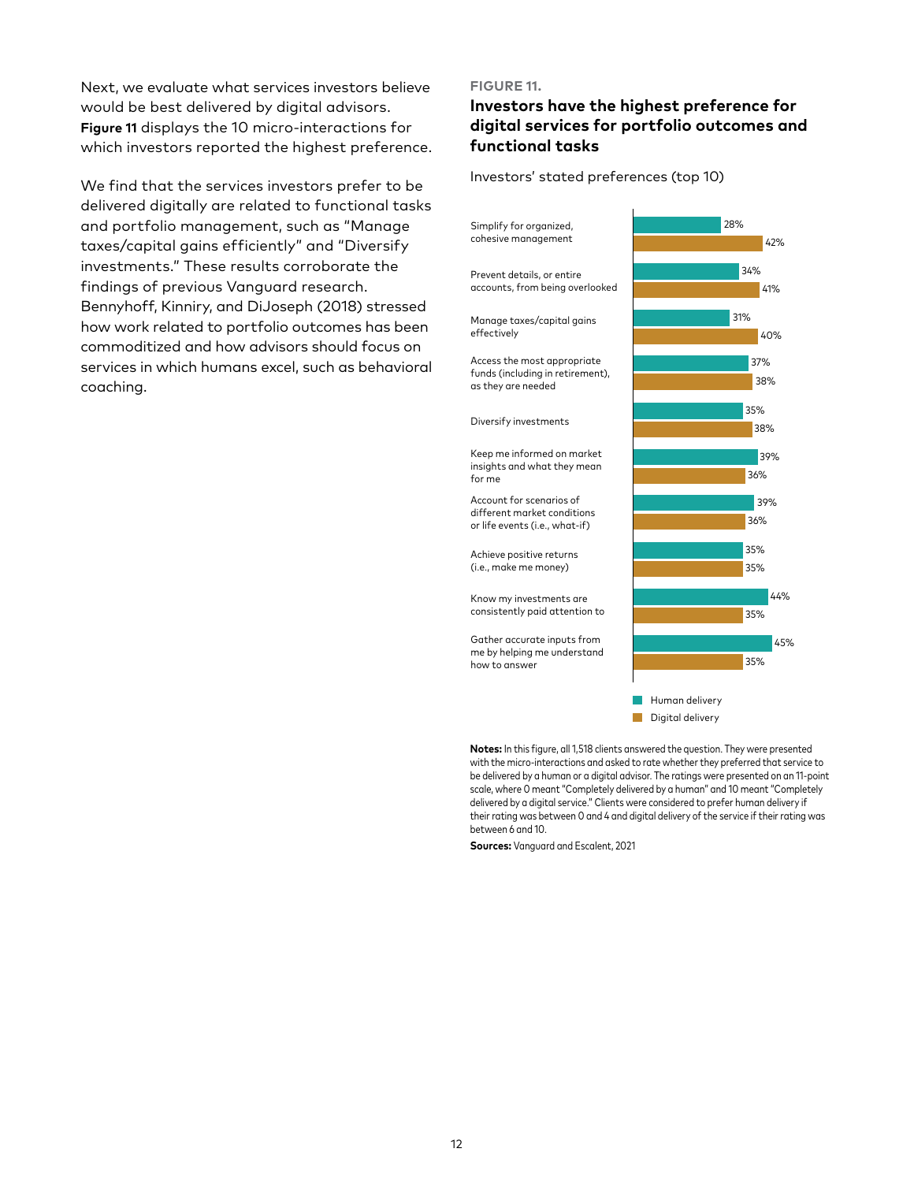Next, we evaluate what services investors believe would be best delivered by digital advisors. **Figure 11** displays the 10 micro-interactions for which investors reported the highest preference.

We find that the services investors prefer to be delivered digitally are related to functional tasks and portfolio management, such as "Manage taxes/capital gains efficiently" and "Diversify investments." These results corroborate the findings of previous Vanguard research. Bennyhoff, Kinniry, and DiJoseph (2018) stressed how work related to portfolio outcomes has been commoditized and how advisors should focus on services in which humans excel, such as behavioral coaching.

**FIGURE 11.**

### Investors have the highest preference for digital services for portfolio outcomes and functional tasks

Investors' stated preferences (top 10)

| Micro-interaction | Human delivery | Digital delivery |
|---|---|---|
| Simplify for organized, cohesive management | 28% | 42% |
| Prevent details, or entire accounts, from being overlooked | 34% | 41% |
| Manage taxes/capital gains effectively | 31% | 40% |
| Access the most appropriate funds (including in retirement), as they are needed | 37% | 38% |
| Diversify investments | 35% | 38% |
| Keep me informed on market insights and what they mean for me | 39% | 36% |
| Account for scenarios of different market conditions or life events (i.e., what-if) | 39% | 36% |
| Achieve positive returns (i.e., make me money) | 35% | 35% |
| Know my investments are consistently paid attention to | 44% | 35% |
| Gather accurate inputs from me by helping me understand how to answer | 45% | 35% |

**Notes:** In this figure, all 1,518 clients answered the question. They were presented with the micro-interactions and asked to rate whether they preferred that service to be delivered by a human or a digital advisor. The ratings were presented on an 11-point scale, where 0 meant "Completely delivered by a human" and 10 meant "Completely delivered by a digital service." Clients were considered to prefer human delivery if their rating was between 0 and 4 and digital delivery of the service if their rating was between 6 and 10.

**Sources:** Vanguard and Escalent, 2021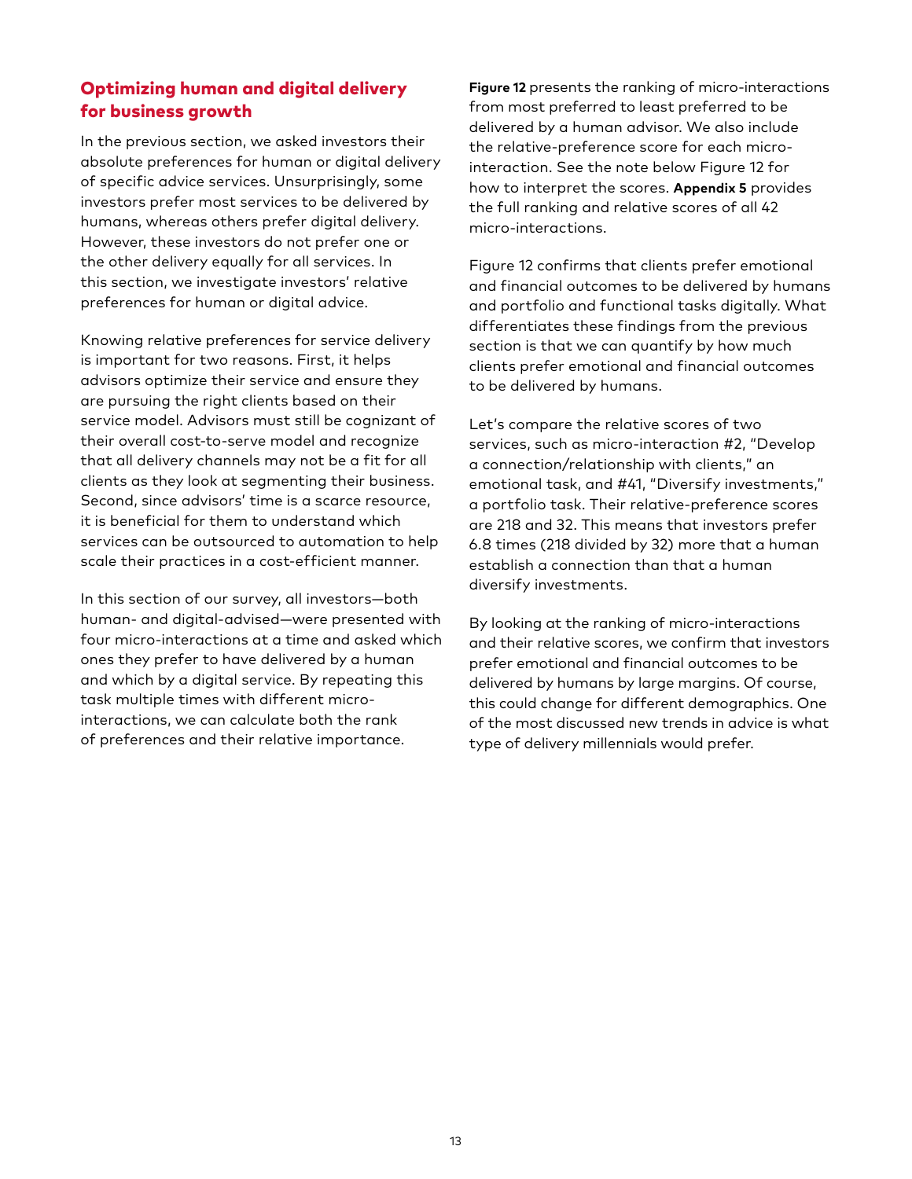## Optimizing human and digital delivery for business growth

In the previous section, we asked investors their absolute preferences for human or digital delivery of specific advice services. Unsurprisingly, some investors prefer most services to be delivered by humans, whereas others prefer digital delivery. However, these investors do not prefer one or the other delivery equally for all services. In this section, we investigate investors' relative preferences for human or digital advice.

Knowing relative preferences for service delivery is important for two reasons. First, it helps advisors optimize their service and ensure they are pursuing the right clients based on their service model. Advisors must still be cognizant of their overall cost-to-serve model and recognize that all delivery channels may not be a fit for all clients as they look at segmenting their business. Second, since advisors' time is a scarce resource, it is beneficial for them to understand which services can be outsourced to automation to help scale their practices in a cost-efficient manner.

In this section of our survey, all investors—both human- and digital-advised—were presented with four micro-interactions at a time and asked which ones they prefer to have delivered by a human and which by a digital service. By repeating this task multiple times with different micro-interactions, we can calculate both the rank of preferences and their relative importance.

**Figure 12** presents the ranking of micro-interactions from most preferred to least preferred to be delivered by a human advisor. We also include the relative-preference score for each micro-interaction. See the note below Figure 12 for how to interpret the scores. **Appendix 5** provides the full ranking and relative scores of all 42 micro-interactions.

Figure 12 confirms that clients prefer emotional and financial outcomes to be delivered by humans and portfolio and functional tasks digitally. What differentiates these findings from the previous section is that we can quantify by how much clients prefer emotional and financial outcomes to be delivered by humans.

Let's compare the relative scores of two services, such as micro-interaction #2, "Develop a connection/relationship with clients," an emotional task, and #41, "Diversify investments," a portfolio task. Their relative-preference scores are 218 and 32. This means that investors prefer 6.8 times (218 divided by 32) more that a human establish a connection than that a human diversify investments.

By looking at the ranking of micro-interactions and their relative scores, we confirm that investors prefer emotional and financial outcomes to be delivered by humans by large margins. Of course, this could change for different demographics. One of the most discussed new trends in advice is what type of delivery millennials would prefer.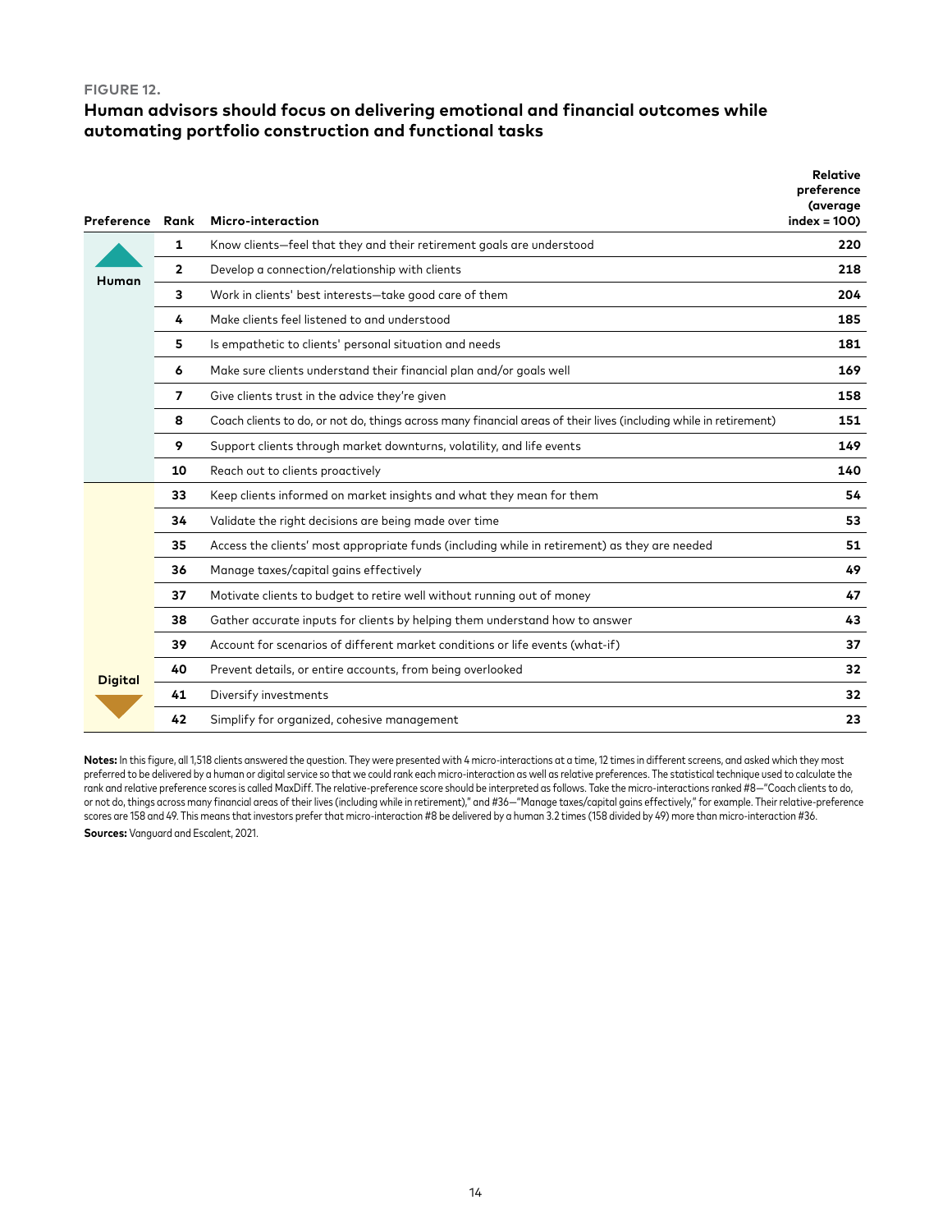**FIGURE 12.**

### Human advisors should focus on delivering emotional and financial outcomes while automating portfolio construction and functional tasks

| Preference | Rank | Micro-interaction | Relative preference (average index = 100) |
|---|---|---|---|
| Human | 1 | Know clients—feel that they and their retirement goals are understood | 220 |
| | 2 | Develop a connection/relationship with clients | 218 |
| | 3 | Work in clients' best interests—take good care of them | 204 |
| | 4 | Make clients feel listened to and understood | 185 |
| | 5 | Is empathetic to clients' personal situation and needs | 181 |
| | 6 | Make sure clients understand their financial plan and/or goals well | 169 |
| | 7 | Give clients trust in the advice they're given | 158 |
| | 8 | Coach clients to do, or not do, things across many financial areas of their lives (including while in retirement) | 151 |
| | 9 | Support clients through market downturns, volatility, and life events | 149 |
| | 10 | Reach out to clients proactively | 140 |
| | 33 | Keep clients informed on market insights and what they mean for them | 54 |
| | 34 | Validate the right decisions are being made over time | 53 |
| | 35 | Access the clients' most appropriate funds (including while in retirement) as they are needed | 51 |
| | 36 | Manage taxes/capital gains effectively | 49 |
| | 37 | Motivate clients to budget to retire well without running out of money | 47 |
| | 38 | Gather accurate inputs for clients by helping them understand how to answer | 43 |
| | 39 | Account for scenarios of different market conditions or life events (what-if) | 37 |
| | 40 | Prevent details, or entire accounts, from being overlooked | 32 |
| | 41 | Diversify investments | 32 |
| Digital | 42 | Simplify for organized, cohesive management | 23 |

**Notes:** In this figure, all 1,518 clients answered the question. They were presented with 4 micro-interactions at a time, 12 times in different screens, and asked which they most preferred to be delivered by a human or digital service so that we could rank each micro-interaction as well as relative preferences. The statistical technique used to calculate the rank and relative preference scores is called MaxDiff. The relative-preference score should be interpreted as follows. Take the micro-interactions ranked #8—"Coach clients to do, or not do, things across many financial areas of their lives (including while in retirement)," and #36—"Manage taxes/capital gains effectively," for example. Their relative-preference scores are 158 and 49. This means that investors prefer that micro-interaction #8 be delivered by a human 3.2 times (158 divided by 49) more than micro-interaction #36.

**Sources:** Vanguard and Escalent, 2021.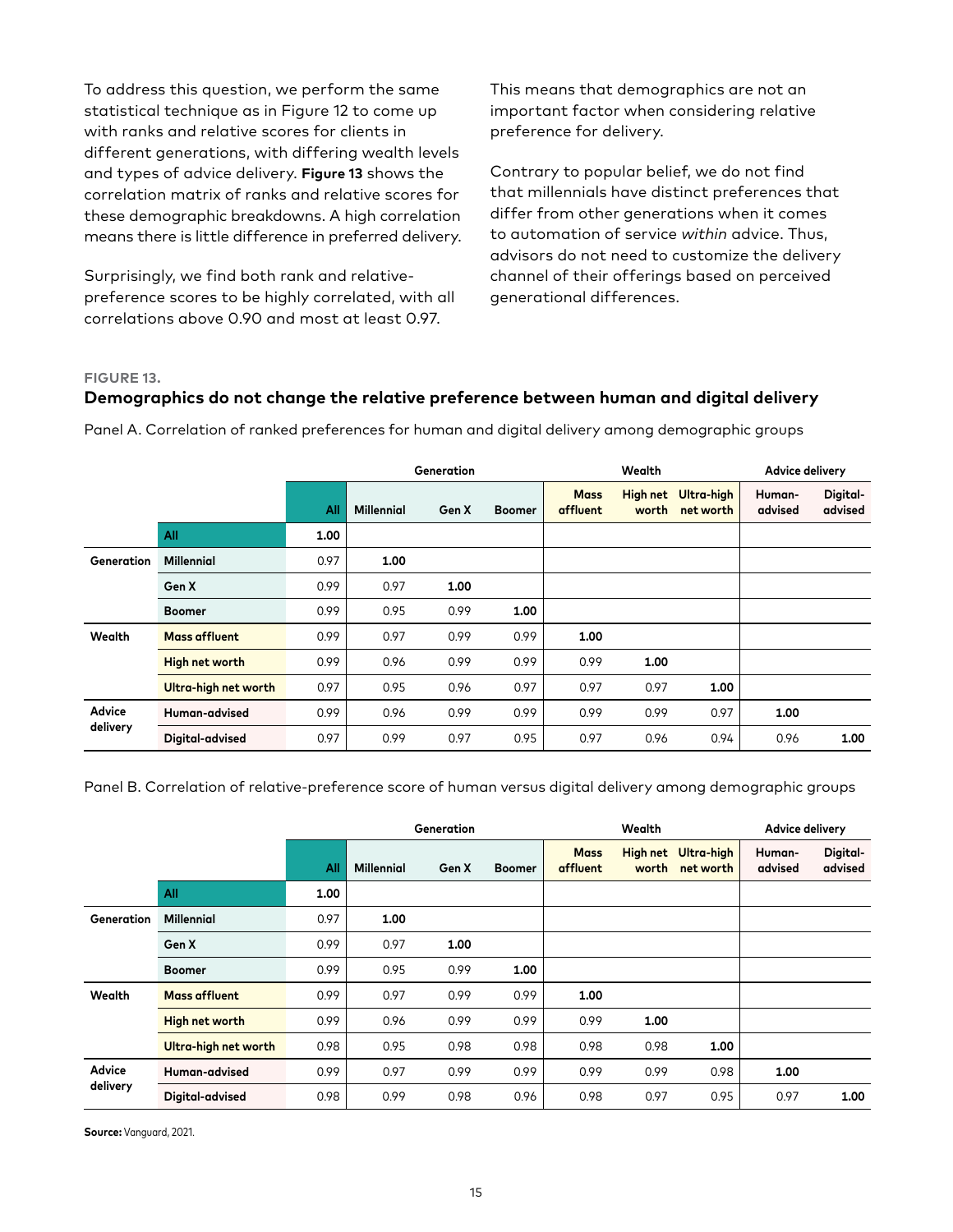To address this question, we perform the same statistical technique as in Figure 12 to come up with ranks and relative scores for clients in different generations, with differing wealth levels and types of advice delivery. **Figure 13** shows the correlation matrix of ranks and relative scores for these demographic breakdowns. A high correlation means there is little difference in preferred delivery.

Surprisingly, we find both rank and relative-preference scores to be highly correlated, with all correlations above 0.90 and most at least 0.97.

This means that demographics are not an important factor when considering relative preference for delivery.

Contrary to popular belief, we do not find that millennials have distinct preferences that differ from other generations when it comes to automation of service *within* advice. Thus, advisors do not need to customize the delivery channel of their offerings based on perceived generational differences.

**FIGURE 13.**

**Demographics do not change the relative preference between human and digital delivery**

Panel A. Correlation of ranked preferences for human and digital delivery among demographic groups

| | | | Generation | | | Wealth | | | Advice delivery | |
|---|---|---|---|---|---|---|---|---|---|---|
| | | **All** | **Millennial** | **Gen X** | **Boomer** | **Mass affluent** | **High net worth** | **Ultra-high net worth** | **Human-advised** | **Digital-advised** |
| | **All** | **1.00** | | | | | | | | |
| **Generation** | **Millennial** | 0.97 | **1.00** | | | | | | | |
| | **Gen X** | 0.99 | 0.97 | **1.00** | | | | | | |
| | **Boomer** | 0.99 | 0.95 | 0.99 | **1.00** | | | | | |
| **Wealth** | **Mass affluent** | 0.99 | 0.97 | 0.99 | 0.99 | **1.00** | | | | |
| | **High net worth** | 0.99 | 0.96 | 0.99 | 0.99 | 0.99 | **1.00** | | | |
| | **Ultra-high net worth** | 0.97 | 0.95 | 0.96 | 0.97 | 0.97 | 0.97 | **1.00** | | |
| **Advice delivery** | **Human-advised** | 0.99 | 0.96 | 0.99 | 0.99 | 0.99 | 0.99 | 0.97 | **1.00** | |
| | **Digital-advised** | 0.97 | 0.99 | 0.97 | 0.95 | 0.97 | 0.96 | 0.94 | 0.96 | **1.00** |

Panel B. Correlation of relative-preference score of human versus digital delivery among demographic groups

| | | | Generation | | | Wealth | | | Advice delivery | |
|---|---|---|---|---|---|---|---|---|---|---|
| | | **All** | **Millennial** | **Gen X** | **Boomer** | **Mass affluent** | **High net worth** | **Ultra-high net worth** | **Human-advised** | **Digital-advised** |
| | **All** | **1.00** | | | | | | | | |
| **Generation** | **Millennial** | 0.97 | **1.00** | | | | | | | |
| | **Gen X** | 0.99 | 0.97 | **1.00** | | | | | | |
| | **Boomer** | 0.99 | 0.95 | 0.99 | **1.00** | | | | | |
| **Wealth** | **Mass affluent** | 0.99 | 0.97 | 0.99 | 0.99 | **1.00** | | | | |
| | **High net worth** | 0.99 | 0.96 | 0.99 | 0.99 | 0.99 | **1.00** | | | |
| | **Ultra-high net worth** | 0.98 | 0.95 | 0.98 | 0.98 | 0.98 | 0.98 | **1.00** | | |
| **Advice delivery** | **Human-advised** | 0.99 | 0.97 | 0.99 | 0.99 | 0.99 | 0.99 | 0.98 | **1.00** | |
| | **Digital-advised** | 0.98 | 0.99 | 0.98 | 0.96 | 0.98 | 0.97 | 0.95 | 0.97 | **1.00** |

**Source:** Vanguard, 2021.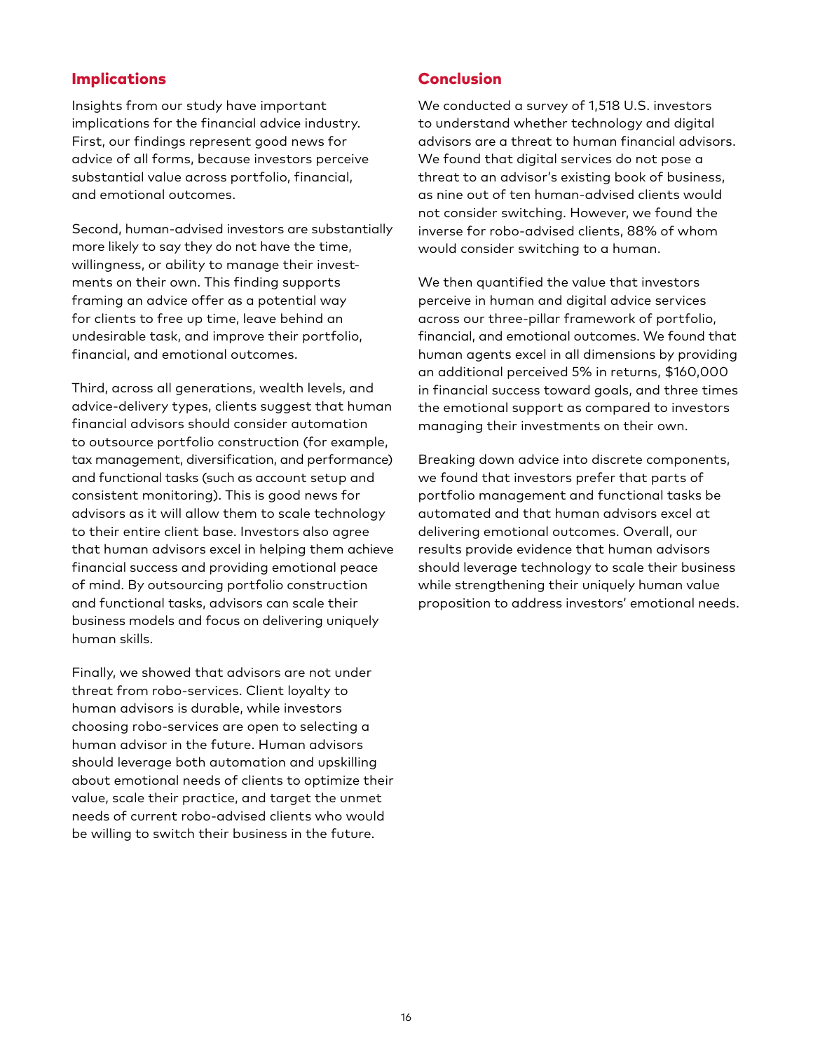## Implications

Insights from our study have important implications for the financial advice industry. First, our findings represent good news for advice of all forms, because investors perceive substantial value across portfolio, financial, and emotional outcomes.

Second, human-advised investors are substantially more likely to say they do not have the time, willingness, or ability to manage their investments on their own. This finding supports framing an advice offer as a potential way for clients to free up time, leave behind an undesirable task, and improve their portfolio, financial, and emotional outcomes.

Third, across all generations, wealth levels, and advice-delivery types, clients suggest that human financial advisors should consider automation to outsource portfolio construction (for example, tax management, diversification, and performance) and functional tasks (such as account setup and consistent monitoring). This is good news for advisors as it will allow them to scale technology to their entire client base. Investors also agree that human advisors excel in helping them achieve financial success and providing emotional peace of mind. By outsourcing portfolio construction and functional tasks, advisors can scale their business models and focus on delivering uniquely human skills.

Finally, we showed that advisors are not under threat from robo-services. Client loyalty to human advisors is durable, while investors choosing robo-services are open to selecting a human advisor in the future. Human advisors should leverage both automation and upskilling about emotional needs of clients to optimize their value, scale their practice, and target the unmet needs of current robo-advised clients who would be willing to switch their business in the future.

## Conclusion

We conducted a survey of 1,518 U.S. investors to understand whether technology and digital advisors are a threat to human financial advisors. We found that digital services do not pose a threat to an advisor's existing book of business, as nine out of ten human-advised clients would not consider switching. However, we found the inverse for robo-advised clients, 88% of whom would consider switching to a human.

We then quantified the value that investors perceive in human and digital advice services across our three-pillar framework of portfolio, financial, and emotional outcomes. We found that human agents excel in all dimensions by providing an additional perceived 5% in returns, $160,000 in financial success toward goals, and three times the emotional support as compared to investors managing their investments on their own.

Breaking down advice into discrete components, we found that investors prefer that parts of portfolio management and functional tasks be automated and that human advisors excel at delivering emotional outcomes. Overall, our results provide evidence that human advisors should leverage technology to scale their business while strengthening their uniquely human value proposition to address investors' emotional needs.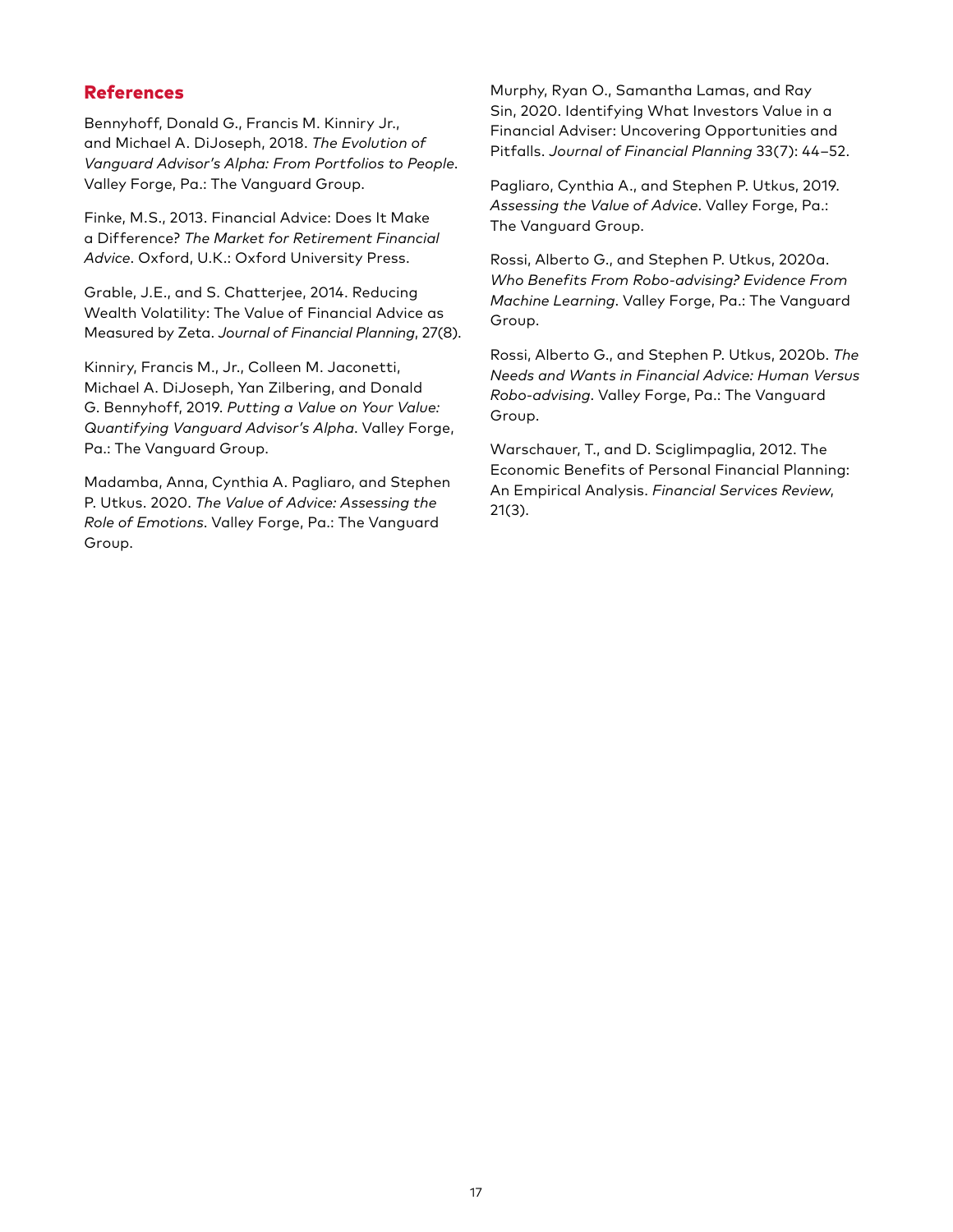## References

Bennyhoff, Donald G., Francis M. Kinniry Jr., and Michael A. DiJoseph, 2018. *The Evolution of Vanguard Advisor's Alpha: From Portfolios to People*. Valley Forge, Pa.: The Vanguard Group.

Finke, M.S., 2013. Financial Advice: Does It Make a Difference? *The Market for Retirement Financial Advice*. Oxford, U.K.: Oxford University Press.

Grable, J.E., and S. Chatterjee, 2014. Reducing Wealth Volatility: The Value of Financial Advice as Measured by Zeta. *Journal of Financial Planning*, 27(8).

Kinniry, Francis M., Jr., Colleen M. Jaconetti, Michael A. DiJoseph, Yan Zilbering, and Donald G. Bennyhoff, 2019. *Putting a Value on Your Value: Quantifying Vanguard Advisor's Alpha*. Valley Forge, Pa.: The Vanguard Group.

Madamba, Anna, Cynthia A. Pagliaro, and Stephen P. Utkus. 2020. *The Value of Advice: Assessing the Role of Emotions*. Valley Forge, Pa.: The Vanguard Group.

Murphy, Ryan O., Samantha Lamas, and Ray Sin, 2020. Identifying What Investors Value in a Financial Adviser: Uncovering Opportunities and Pitfalls. *Journal of Financial Planning* 33(7): 44–52.

Pagliaro, Cynthia A., and Stephen P. Utkus, 2019. *Assessing the Value of Advice*. Valley Forge, Pa.: The Vanguard Group.

Rossi, Alberto G., and Stephen P. Utkus, 2020a. *Who Benefits From Robo-advising? Evidence From Machine Learning*. Valley Forge, Pa.: The Vanguard Group.

Rossi, Alberto G., and Stephen P. Utkus, 2020b. *The Needs and Wants in Financial Advice: Human Versus Robo-advising*. Valley Forge, Pa.: The Vanguard Group.

Warschauer, T., and D. Sciglimpaglia, 2012. The Economic Benefits of Personal Financial Planning: An Empirical Analysis. *Financial Services Review*, 21(3).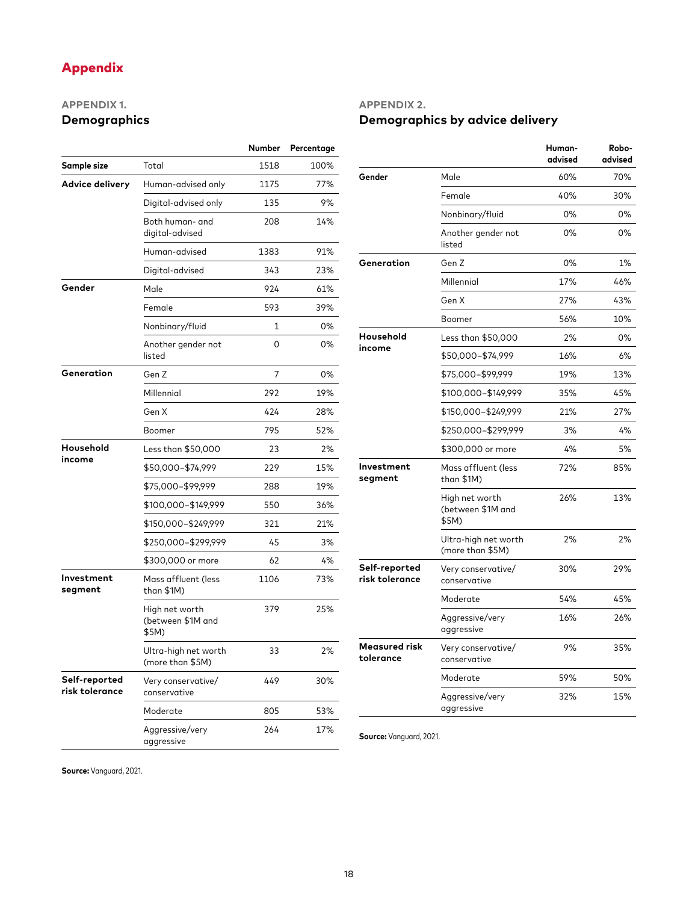# Appendix

## APPENDIX 1.
### Demographics

| | | Number | Percentage |
|---|---|---|---|
| **Sample size** | Total | 1518 | 100% |
| **Advice delivery** | Human-advised only | 1175 | 77% |
| | Digital-advised only | 135 | 9% |
| | Both human- and digital-advised | 208 | 14% |
| | Human-advised | 1383 | 91% |
| | Digital-advised | 343 | 23% |
| **Gender** | Male | 924 | 61% |
| | Female | 593 | 39% |
| | Nonbinary/fluid | 1 | 0% |
| | Another gender not listed | 0 | 0% |
| **Generation** | Gen Z | 7 | 0% |
| | Millennial | 292 | 19% |
| | Gen X | 424 | 28% |
| | Boomer | 795 | 52% |
| **Household income** | Less than $50,000 | 23 | 2% |
| | $50,000–$74,999 | 229 | 15% |
| | $75,000–$99,999 | 288 | 19% |
| | $100,000–$149,999 | 550 | 36% |
| | $150,000–$249,999 | 321 | 21% |
| | $250,000–$299,999 | 45 | 3% |
| | $300,000 or more | 62 | 4% |
| **Investment segment** | Mass affluent (less than $1M) | 1106 | 73% |
| | High net worth (between $1M and $5M) | 379 | 25% |
| | Ultra-high net worth (more than $5M) | 33 | 2% |
| **Self-reported risk tolerance** | Very conservative/conservative | 449 | 30% |
| | Moderate | 805 | 53% |
| | Aggressive/very aggressive | 264 | 17% |

**Source:** Vanguard, 2021.

## APPENDIX 2.
### Demographics by advice delivery

| | | Human-advised | Robo-advised |
|---|---|---|---|
| **Gender** | Male | 60% | 70% |
| | Female | 40% | 30% |
| | Nonbinary/fluid | 0% | 0% |
| | Another gender not listed | 0% | 0% |
| **Generation** | Gen Z | 0% | 1% |
| | Millennial | 17% | 46% |
| | Gen X | 27% | 43% |
| | Boomer | 56% | 10% |
| **Household income** | Less than $50,000 | 2% | 0% |
| | $50,000–$74,999 | 16% | 6% |
| | $75,000–$99,999 | 19% | 13% |
| | $100,000–$149,999 | 35% | 45% |
| | $150,000–$249,999 | 21% | 27% |
| | $250,000–$299,999 | 3% | 4% |
| | $300,000 or more | 4% | 5% |
| **Investment segment** | Mass affluent (less than $1M) | 72% | 85% |
| | High net worth (between $1M and $5M) | 26% | 13% |
| | Ultra-high net worth (more than $5M) | 2% | 2% |
| **Self-reported risk tolerance** | Very conservative/conservative | 30% | 29% |
| | Moderate | 54% | 45% |
| | Aggressive/very aggressive | 16% | 26% |
| **Measured risk tolerance** | Very conservative/conservative | 9% | 35% |
| | Moderate | 59% | 50% |
| | Aggressive/very aggressive | 32% | 15% |

**Source:** Vanguard, 2021.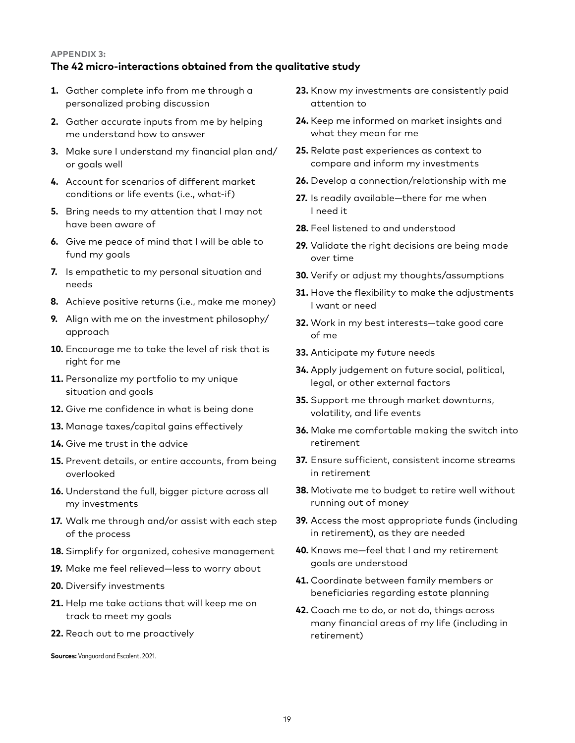**APPENDIX 3:**

## The 42 micro-interactions obtained from the qualitative study

1. Gather complete info from me through a personalized probing discussion
2. Gather accurate inputs from me by helping me understand how to answer
3. Make sure I understand my financial plan and/or goals well
4. Account for scenarios of different market conditions or life events (i.e., what-if)
5. Bring needs to my attention that I may not have been aware of
6. Give me peace of mind that I will be able to fund my goals
7. Is empathetic to my personal situation and needs
8. Achieve positive returns (i.e., make me money)
9. Align with me on the investment philosophy/approach
10. Encourage me to take the level of risk that is right for me
11. Personalize my portfolio to my unique situation and goals
12. Give me confidence in what is being done
13. Manage taxes/capital gains effectively
14. Give me trust in the advice
15. Prevent details, or entire accounts, from being overlooked
16. Understand the full, bigger picture across all my investments
17. Walk me through and/or assist with each step of the process
18. Simplify for organized, cohesive management
19. Make me feel relieved—less to worry about
20. Diversify investments
21. Help me take actions that will keep me on track to meet my goals
22. Reach out to me proactively
23. Know my investments are consistently paid attention to
24. Keep me informed on market insights and what they mean for me
25. Relate past experiences as context to compare and inform my investments
26. Develop a connection/relationship with me
27. Is readily available—there for me when I need it
28. Feel listened to and understood
29. Validate the right decisions are being made over time
30. Verify or adjust my thoughts/assumptions
31. Have the flexibility to make the adjustments I want or need
32. Work in my best interests—take good care of me
33. Anticipate my future needs
34. Apply judgement on future social, political, legal, or other external factors
35. Support me through market downturns, volatility, and life events
36. Make me comfortable making the switch into retirement
37. Ensure sufficient, consistent income streams in retirement
38. Motivate me to budget to retire well without running out of money
39. Access the most appropriate funds (including in retirement), as they are needed
40. Knows me—feel that I and my retirement goals are understood
41. Coordinate between family members or beneficiaries regarding estate planning
42. Coach me to do, or not do, things across many financial areas of my life (including in retirement)

**Sources:** Vanguard and Escalent, 2021.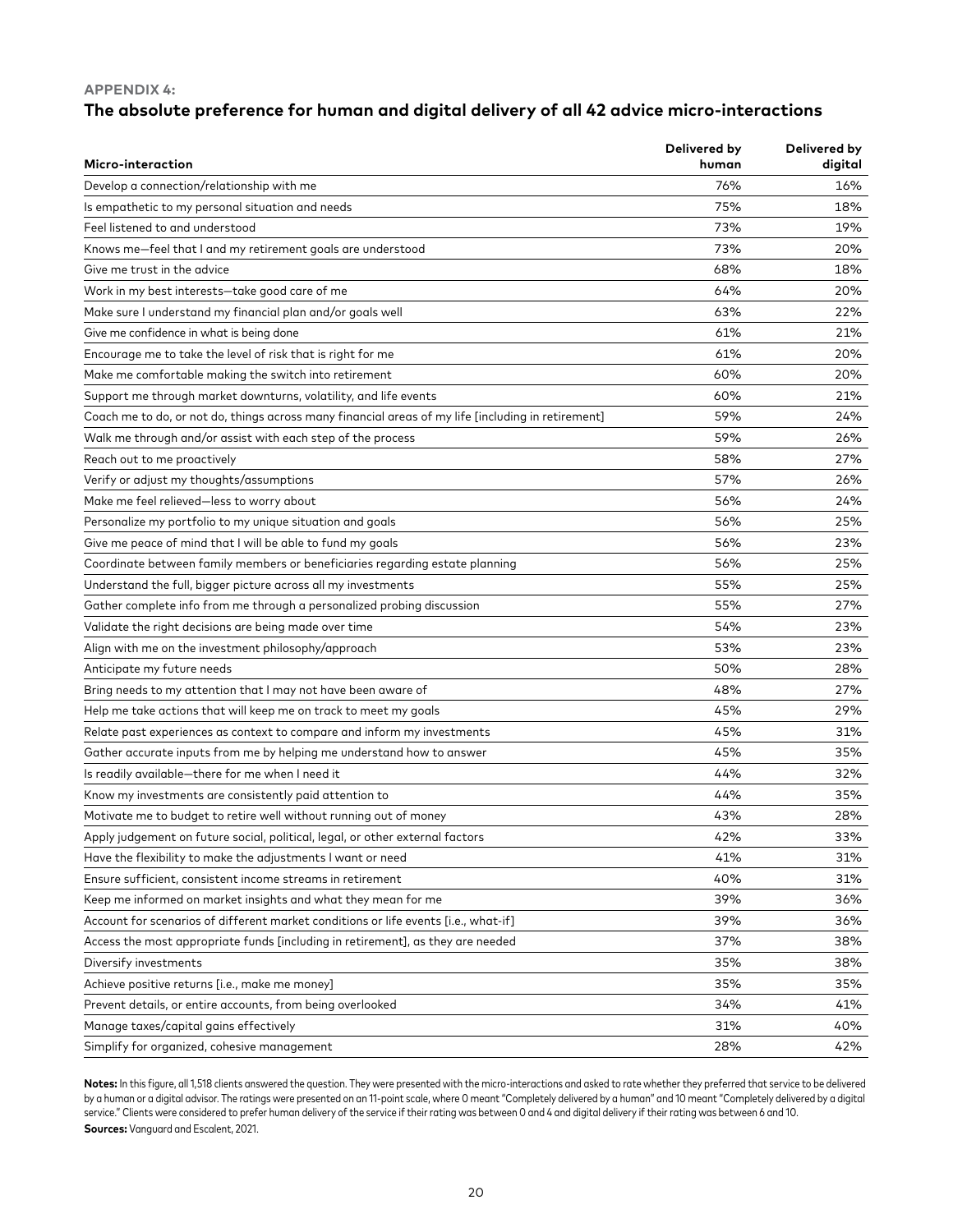**APPENDIX 4:**

## The absolute preference for human and digital delivery of all 42 advice micro-interactions

| Micro-interaction | Delivered by human | Delivered by digital |
|---|---|---|
| Develop a connection/relationship with me | 76% | 16% |
| Is empathetic to my personal situation and needs | 75% | 18% |
| Feel listened to and understood | 73% | 19% |
| Knows me—feel that I and my retirement goals are understood | 73% | 20% |
| Give me trust in the advice | 68% | 18% |
| Work in my best interests—take good care of me | 64% | 20% |
| Make sure I understand my financial plan and/or goals well | 63% | 22% |
| Give me confidence in what is being done | 61% | 21% |
| Encourage me to take the level of risk that is right for me | 61% | 20% |
| Make me comfortable making the switch into retirement | 60% | 20% |
| Support me through market downturns, volatility, and life events | 60% | 21% |
| Coach me to do, or not do, things across many financial areas of my life [including in retirement] | 59% | 24% |
| Walk me through and/or assist with each step of the process | 59% | 26% |
| Reach out to me proactively | 58% | 27% |
| Verify or adjust my thoughts/assumptions | 57% | 26% |
| Make me feel relieved—less to worry about | 56% | 24% |
| Personalize my portfolio to my unique situation and goals | 56% | 25% |
| Give me peace of mind that I will be able to fund my goals | 56% | 23% |
| Coordinate between family members or beneficiaries regarding estate planning | 56% | 25% |
| Understand the full, bigger picture across all my investments | 55% | 25% |
| Gather complete info from me through a personalized probing discussion | 55% | 27% |
| Validate the right decisions are being made over time | 54% | 23% |
| Align with me on the investment philosophy/approach | 53% | 23% |
| Anticipate my future needs | 50% | 28% |
| Bring needs to my attention that I may not have been aware of | 48% | 27% |
| Help me take actions that will keep me on track to meet my goals | 45% | 29% |
| Relate past experiences as context to compare and inform my investments | 45% | 31% |
| Gather accurate inputs from me by helping me understand how to answer | 45% | 35% |
| Is readily available—there for me when I need it | 44% | 32% |
| Know my investments are consistently paid attention to | 44% | 35% |
| Motivate me to budget to retire well without running out of money | 43% | 28% |
| Apply judgement on future social, political, legal, or other external factors | 42% | 33% |
| Have the flexibility to make the adjustments I want or need | 41% | 31% |
| Ensure sufficient, consistent income streams in retirement | 40% | 31% |
| Keep me informed on market insights and what they mean for me | 39% | 36% |
| Account for scenarios of different market conditions or life events [i.e., what-if] | 39% | 36% |
| Access the most appropriate funds [including in retirement], as they are needed | 37% | 38% |
| Diversify investments | 35% | 38% |
| Achieve positive returns [i.e., make me money] | 35% | 35% |
| Prevent details, or entire accounts, from being overlooked | 34% | 41% |
| Manage taxes/capital gains effectively | 31% | 40% |
| Simplify for organized, cohesive management | 28% | 42% |

**Notes:** In this figure, all 1,518 clients answered the question. They were presented with the micro-interactions and asked to rate whether they preferred that service to be delivered by a human or a digital advisor. The ratings were presented on an 11-point scale, where 0 meant "Completely delivered by a human" and 10 meant "Completely delivered by a digital service." Clients were considered to prefer human delivery of the service if their rating was between 0 and 4 and digital delivery if their rating was between 6 and 10.

**Sources:** Vanguard and Escalent, 2021.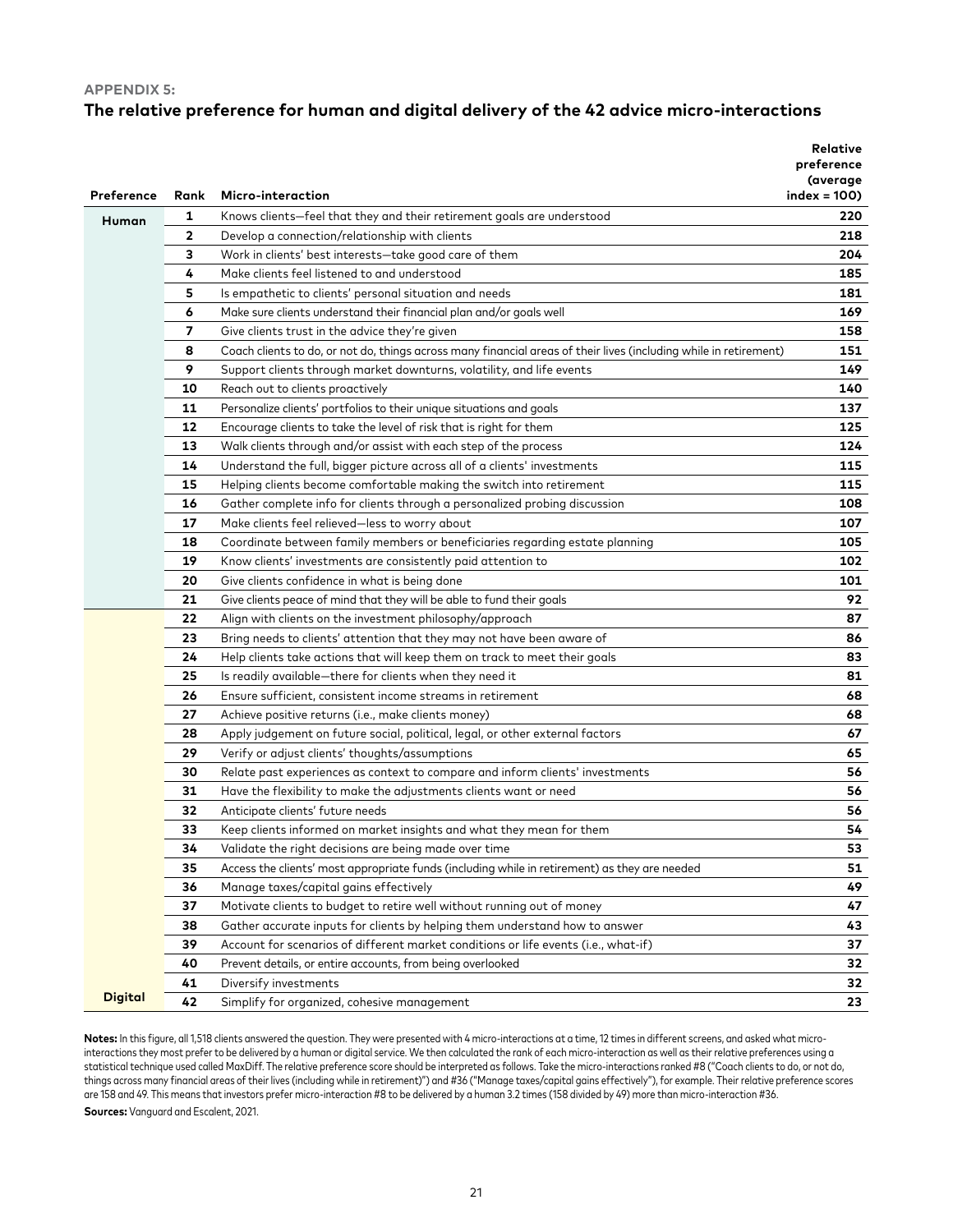**APPENDIX 5:**

## The relative preference for human and digital delivery of the 42 advice micro-interactions

| Preference | Rank | Micro-interaction | Relative preference (average index = 100) |
|---|---|---|---|
| Human | 1 | Knows clients—feel that they and their retirement goals are understood | 220 |
| | 2 | Develop a connection/relationship with clients | 218 |
| | 3 | Work in clients' best interests—take good care of them | 204 |
| | 4 | Make clients feel listened to and understood | 185 |
| | 5 | Is empathetic to clients' personal situation and needs | 181 |
| | 6 | Make sure clients understand their financial plan and/or goals well | 169 |
| | 7 | Give clients trust in the advice they're given | 158 |
| | 8 | Coach clients to do, or not do, things across many financial areas of their lives (including while in retirement) | 151 |
| | 9 | Support clients through market downturns, volatility, and life events | 149 |
| | 10 | Reach out to clients proactively | 140 |
| | 11 | Personalize clients' portfolios to their unique situations and goals | 137 |
| | 12 | Encourage clients to take the level of risk that is right for them | 125 |
| | 13 | Walk clients through and/or assist with each step of the process | 124 |
| | 14 | Understand the full, bigger picture across all of a clients' investments | 115 |
| | 15 | Helping clients become comfortable making the switch into retirement | 115 |
| | 16 | Gather complete info for clients through a personalized probing discussion | 108 |
| | 17 | Make clients feel relieved—less to worry about | 107 |
| | 18 | Coordinate between family members or beneficiaries regarding estate planning | 105 |
| | 19 | Know clients' investments are consistently paid attention to | 102 |
| | 20 | Give clients confidence in what is being done | 101 |
| | 21 | Give clients peace of mind that they will be able to fund their goals | 92 |
| | 22 | Align with clients on the investment philosophy/approach | 87 |
| | 23 | Bring needs to clients' attention that they may not have been aware of | 86 |
| | 24 | Help clients take actions that will keep them on track to meet their goals | 83 |
| | 25 | Is readily available—there for clients when they need it | 81 |
| | 26 | Ensure sufficient, consistent income streams in retirement | 68 |
| | 27 | Achieve positive returns (i.e., make clients money) | 68 |
| | 28 | Apply judgement on future social, political, legal, or other external factors | 67 |
| | 29 | Verify or adjust clients' thoughts/assumptions | 65 |
| | 30 | Relate past experiences as context to compare and inform clients' investments | 56 |
| | 31 | Have the flexibility to make the adjustments clients want or need | 56 |
| | 32 | Anticipate clients' future needs | 56 |
| | 33 | Keep clients informed on market insights and what they mean for them | 54 |
| | 34 | Validate the right decisions are being made over time | 53 |
| | 35 | Access the clients' most appropriate funds (including while in retirement) as they are needed | 51 |
| | 36 | Manage taxes/capital gains effectively | 49 |
| | 37 | Motivate clients to budget to retire well without running out of money | 47 |
| | 38 | Gather accurate inputs for clients by helping them understand how to answer | 43 |
| | 39 | Account for scenarios of different market conditions or life events (i.e., what-if) | 37 |
| | 40 | Prevent details, or entire accounts, from being overlooked | 32 |
| | 41 | Diversify investments | 32 |
| Digital | 42 | Simplify for organized, cohesive management | 23 |

**Notes:** In this figure, all 1,518 clients answered the question. They were presented with 4 micro-interactions at a time, 12 times in different screens, and asked what micro-interactions they most prefer to be delivered by a human or digital service. We then calculated the rank of each micro-interaction as well as their relative preferences using a statistical technique used called MaxDiff. The relative preference score should be interpreted as follows. Take the micro-interactions ranked #8 ("Coach clients to do, or not do, things across many financial areas of their lives (including while in retirement)") and #36 ("Manage taxes/capital gains effectively"), for example. Their relative preference scores are 158 and 49. This means that investors prefer micro-interaction #8 to be delivered by a human 3.2 times (158 divided by 49) more than micro-interaction #36.

**Sources:** Vanguard and Escalent, 2021.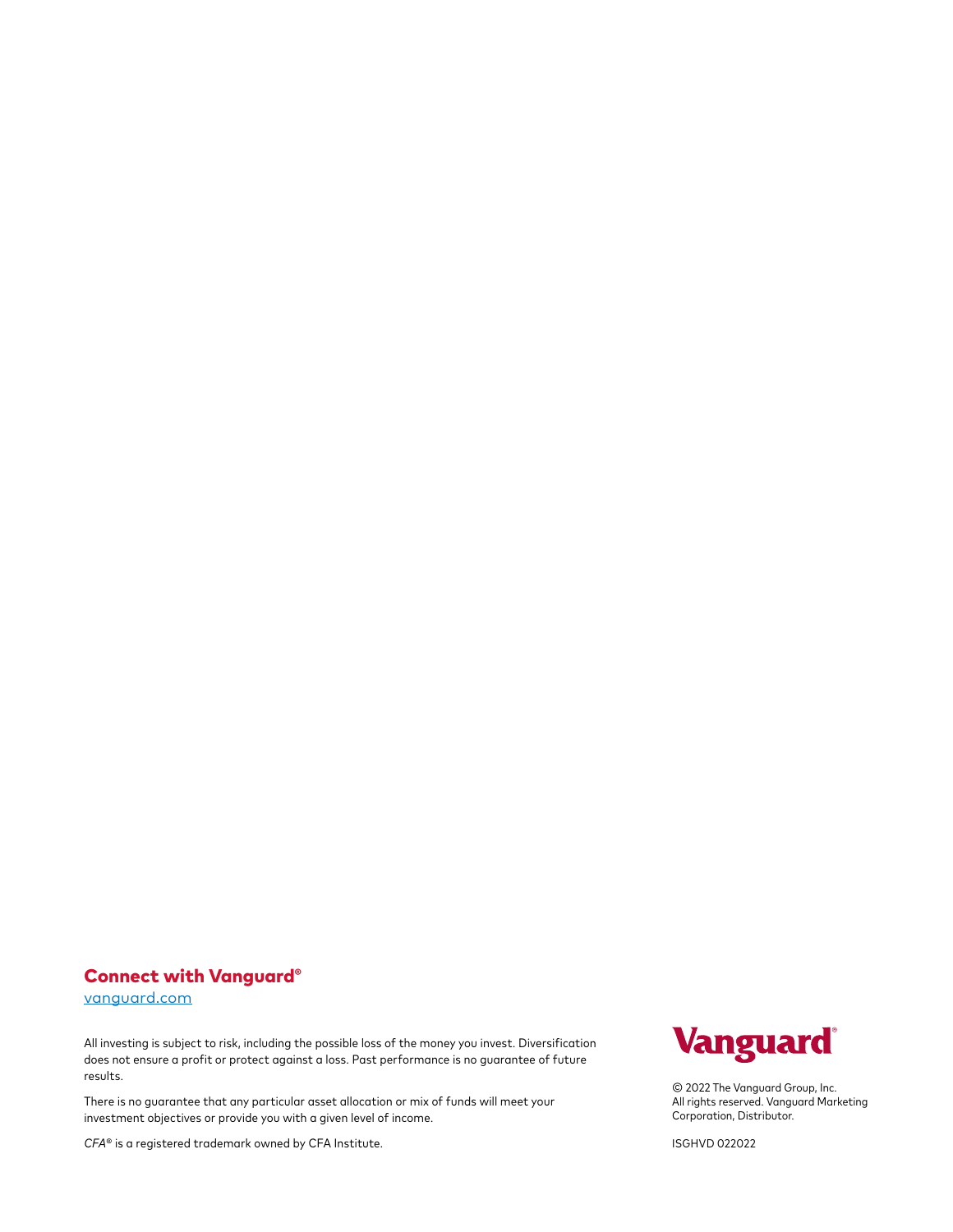## Connect with Vanguard®

[vanguard.com](vanguard.com)

All investing is subject to risk, including the possible loss of the money you invest. Diversification does not ensure a profit or protect against a loss. Past performance is no guarantee of future results.

There is no guarantee that any particular asset allocation or mix of funds will meet your investment objectives or provide you with a given level of income.

*CFA®* is a registered trademark owned by CFA Institute.

Vanguard®

© 2022 The Vanguard Group, Inc.
All rights reserved. Vanguard Marketing Corporation, Distributor.

ISGHVD 022022